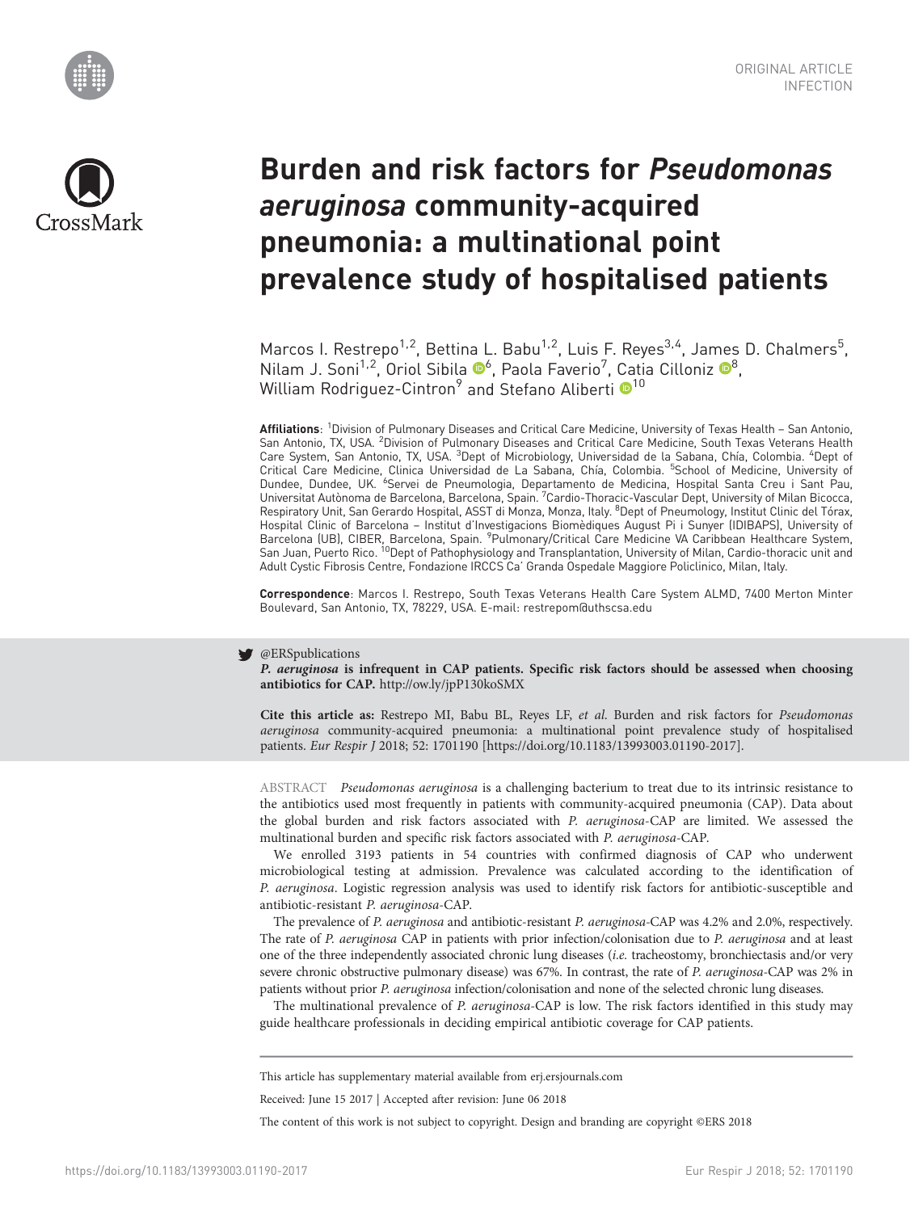ORIGINAL ARTICLE
INFECTION

# Burden and risk factors for *Pseudomonas aeruginosa* community-acquired pneumonia: a multinational point prevalence study of hospitalised patients

Marcos I. Restrepo[1,2], Bettina L. Babu[1,2], Luis F. Reyes[3,4], James D. Chalmers[5], Nilam J. Soni[1,2], Oriol Sibila[6], Paola Faverio[7], Catia Cilloniz[8], William Rodriguez-Cintron[9] and Stefano Aliberti[10]

**Affiliations**: [1]Division of Pulmonary Diseases and Critical Care Medicine, University of Texas Health – San Antonio, San Antonio, TX, USA. [2]Division of Pulmonary Diseases and Critical Care Medicine, South Texas Veterans Health Care System, San Antonio, TX, USA. [3]Dept of Microbiology, Universidad de la Sabana, Chía, Colombia. [4]Dept of Critical Care Medicine, Clinica Universidad de La Sabana, Chía, Colombia. [5]School of Medicine, University of Dundee, Dundee, UK. [6]Servei de Pneumologia, Departamento de Medicina, Hospital Santa Creu i Sant Pau, Universitat Autònoma de Barcelona, Barcelona, Spain. [7]Cardio-Thoracic-Vascular Dept, University of Milan Bicocca, Respiratory Unit, San Gerardo Hospital, ASST di Monza, Monza, Italy. [8]Dept of Pneumology, Institut Clinic del Tórax, Hospital Clinic of Barcelona – Institut d'Investigacions Biomèdiques August Pi i Sunyer (IDIBAPS), University of Barcelona (UB), CIBER, Barcelona, Spain. [9]Pulmonary/Critical Care Medicine VA Caribbean Healthcare System, San Juan, Puerto Rico. [10]Dept of Pathophysiology and Transplantation, University of Milan, Cardio-thoracic unit and Adult Cystic Fibrosis Centre, Fondazione IRCCS Ca' Granda Ospedale Maggiore Policlinico, Milan, Italy.

**Correspondence**: Marcos I. Restrepo, South Texas Veterans Health Care System ALMD, 7400 Merton Minter Boulevard, San Antonio, TX, 78229, USA. E-mail: restrepom@uthscsa.edu

@ERSpublications
***P. aeruginosa* is infrequent in CAP patients. Specific risk factors should be assessed when choosing antibiotics for CAP.** http://ow.ly/jpP130koSMX

**Cite this article as:** Restrepo MI, Babu BL, Reyes LF, *et al.* Burden and risk factors for *Pseudomonas aeruginosa* community-acquired pneumonia: a multinational point prevalence study of hospitalised patients. *Eur Respir J* 2018; 52: 1701190 [https://doi.org/10.1183/13993003.01190-2017].

ABSTRACT *Pseudomonas aeruginosa* is a challenging bacterium to treat due to its intrinsic resistance to the antibiotics used most frequently in patients with community-acquired pneumonia (CAP). Data about the global burden and risk factors associated with *P. aeruginosa*-CAP are limited. We assessed the multinational burden and specific risk factors associated with *P. aeruginosa*-CAP.

We enrolled 3193 patients in 54 countries with confirmed diagnosis of CAP who underwent microbiological testing at admission. Prevalence was calculated according to the identification of *P. aeruginosa*. Logistic regression analysis was used to identify risk factors for antibiotic-susceptible and antibiotic-resistant *P. aeruginosa*-CAP.

The prevalence of *P. aeruginosa* and antibiotic-resistant *P. aeruginosa*-CAP was 4.2% and 2.0%, respectively. The rate of *P. aeruginosa* CAP in patients with prior infection/colonisation due to *P. aeruginosa* and at least one of the three independently associated chronic lung diseases (*i.e.* tracheostomy, bronchiectasis and/or very severe chronic obstructive pulmonary disease) was 67%. In contrast, the rate of *P. aeruginosa*-CAP was 2% in patients without prior *P. aeruginosa* infection/colonisation and none of the selected chronic lung diseases.

The multinational prevalence of *P. aeruginosa*-CAP is low. The risk factors identified in this study may guide healthcare professionals in deciding empirical antibiotic coverage for CAP patients.

This article has supplementary material available from erj.ersjournals.com

Received: June 15 2017 | Accepted after revision: June 06 2018

The content of this work is not subject to copyright. Design and branding are copyright ©ERS 2018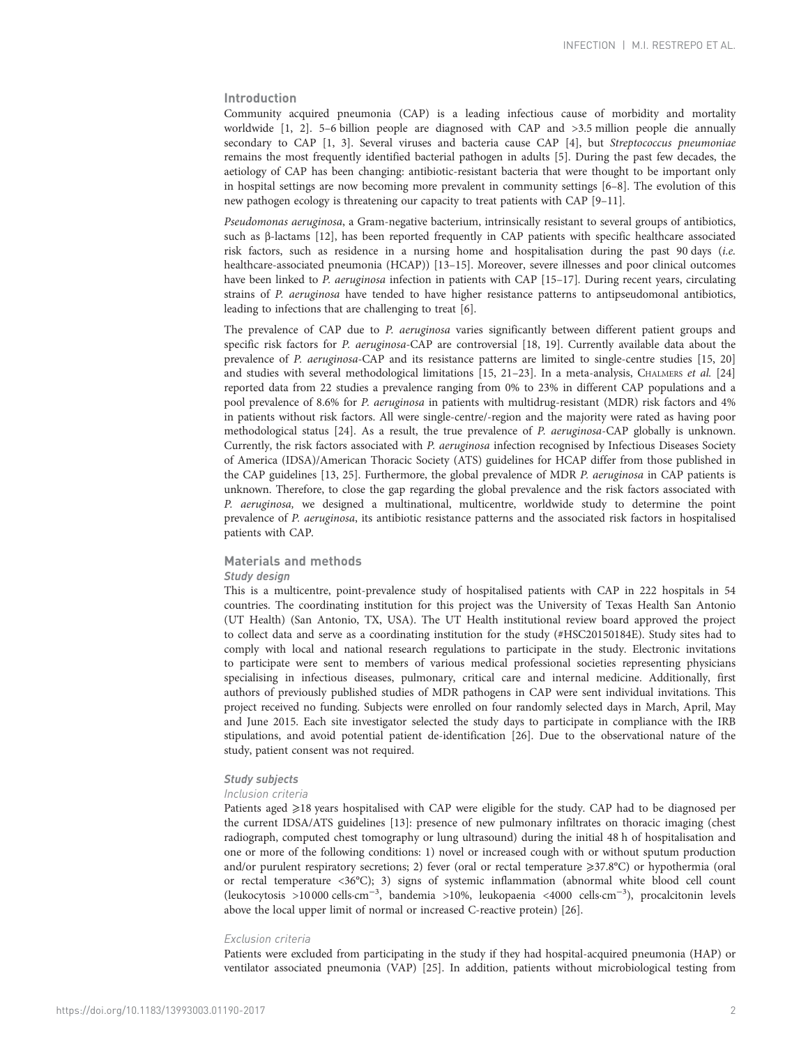## Introduction

Community acquired pneumonia (CAP) is a leading infectious cause of morbidity and mortality worldwide [1, 2]. 5–6 billion people are diagnosed with CAP and >3.5 million people die annually secondary to CAP [1, 3]. Several viruses and bacteria cause CAP [4], but *Streptococcus pneumoniae* remains the most frequently identified bacterial pathogen in adults [5]. During the past few decades, the aetiology of CAP has been changing: antibiotic-resistant bacteria that were thought to be important only in hospital settings are now becoming more prevalent in community settings [6–8]. The evolution of this new pathogen ecology is threatening our capacity to treat patients with CAP [9–11].

*Pseudomonas aeruginosa*, a Gram-negative bacterium, intrinsically resistant to several groups of antibiotics, such as β-lactams [12], has been reported frequently in CAP patients with specific healthcare associated risk factors, such as residence in a nursing home and hospitalisation during the past 90 days (*i.e.* healthcare-associated pneumonia (HCAP)) [13–15]. Moreover, severe illnesses and poor clinical outcomes have been linked to *P. aeruginosa* infection in patients with CAP [15–17]. During recent years, circulating strains of *P. aeruginosa* have tended to have higher resistance patterns to antipseudomonal antibiotics, leading to infections that are challenging to treat [6].

The prevalence of CAP due to *P. aeruginosa* varies significantly between different patient groups and specific risk factors for *P. aeruginosa*-CAP are controversial [18, 19]. Currently available data about the prevalence of *P. aeruginosa*-CAP and its resistance patterns are limited to single-centre studies [15, 20] and studies with several methodological limitations [15, 21–23]. In a meta-analysis, Chalmers *et al.* [24] reported data from 22 studies a prevalence ranging from 0% to 23% in different CAP populations and a pool prevalence of 8.6% for *P. aeruginosa* in patients with multidrug-resistant (MDR) risk factors and 4% in patients without risk factors. All were single-centre/-region and the majority were rated as having poor methodological status [24]. As a result, the true prevalence of *P. aeruginosa*-CAP globally is unknown. Currently, the risk factors associated with *P. aeruginosa* infection recognised by Infectious Diseases Society of America (IDSA)/American Thoracic Society (ATS) guidelines for HCAP differ from those published in the CAP guidelines [13, 25]. Furthermore, the global prevalence of MDR *P. aeruginosa* in CAP patients is unknown. Therefore, to close the gap regarding the global prevalence and the risk factors associated with *P. aeruginosa,* we designed a multinational, multicentre, worldwide study to determine the point prevalence of *P. aeruginosa*, its antibiotic resistance patterns and the associated risk factors in hospitalised patients with CAP.

## Materials and methods

### Study design

This is a multicentre, point-prevalence study of hospitalised patients with CAP in 222 hospitals in 54 countries. The coordinating institution for this project was the University of Texas Health San Antonio (UT Health) (San Antonio, TX, USA). The UT Health institutional review board approved the project to collect data and serve as a coordinating institution for the study (#HSC20150184E). Study sites had to comply with local and national research regulations to participate in the study. Electronic invitations to participate were sent to members of various medical professional societies representing physicians specialising in infectious diseases, pulmonary, critical care and internal medicine. Additionally, first authors of previously published studies of MDR pathogens in CAP were sent individual invitations. This project received no funding. Subjects were enrolled on four randomly selected days in March, April, May and June 2015. Each site investigator selected the study days to participate in compliance with the IRB stipulations, and avoid potential patient de-identification [26]. Due to the observational nature of the study, patient consent was not required.

### Study subjects

#### Inclusion criteria

Patients aged ⩾18 years hospitalised with CAP were eligible for the study. CAP had to be diagnosed per the current IDSA/ATS guidelines [13]: presence of new pulmonary infiltrates on thoracic imaging (chest radiograph, computed chest tomography or lung ultrasound) during the initial 48 h of hospitalisation and one or more of the following conditions: 1) novel or increased cough with or without sputum production and/or purulent respiratory secretions; 2) fever (oral or rectal temperature ⩾37.8°C) or hypothermia (oral or rectal temperature <36°C); 3) signs of systemic inflammation (abnormal white blood cell count (leukocytosis >10 000 cells·cm$^{-3}$, bandemia >10%, leukopaenia <4000 cells·cm$^{-3}$), procalcitonin levels above the local upper limit of normal or increased C-reactive protein) [26].

#### Exclusion criteria

Patients were excluded from participating in the study if they had hospital-acquired pneumonia (HAP) or ventilator associated pneumonia (VAP) [25]. In addition, patients without microbiological testing from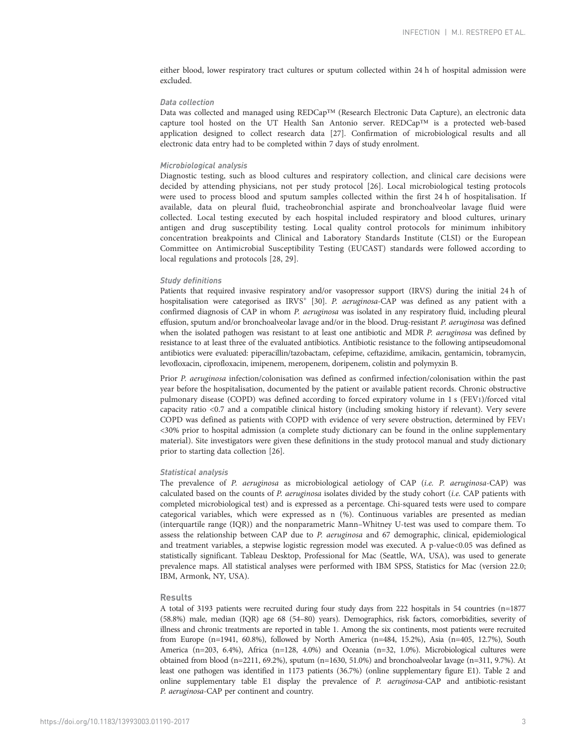either blood, lower respiratory tract cultures or sputum collected within 24 h of hospital admission were excluded.

### Data collection

Data was collected and managed using REDCap™ (Research Electronic Data Capture), an electronic data capture tool hosted on the UT Health San Antonio server. REDCap™ is a protected web-based application designed to collect research data [27]. Confirmation of microbiological results and all electronic data entry had to be completed within 7 days of study enrolment.

### Microbiological analysis

Diagnostic testing, such as blood cultures and respiratory collection, and clinical care decisions were decided by attending physicians, not per study protocol [26]. Local microbiological testing protocols were used to process blood and sputum samples collected within the first 24 h of hospitalisation. If available, data on pleural fluid, tracheobronchial aspirate and bronchoalveolar lavage fluid were collected. Local testing executed by each hospital included respiratory and blood cultures, urinary antigen and drug susceptibility testing. Local quality control protocols for minimum inhibitory concentration breakpoints and Clinical and Laboratory Standards Institute (CLSI) or the European Committee on Antimicrobial Susceptibility Testing (EUCAST) standards were followed according to local regulations and protocols [28, 29].

### Study definitions

Patients that required invasive respiratory and/or vasopressor support (IRVS) during the initial 24 h of hospitalisation were categorised as $IRVS^+$ [30]. *P. aeruginosa*-CAP was defined as any patient with a confirmed diagnosis of CAP in whom *P. aeruginosa* was isolated in any respiratory fluid, including pleural effusion, sputum and/or bronchoalveolar lavage and/or in the blood. Drug-resistant *P. aeruginosa* was defined when the isolated pathogen was resistant to at least one antibiotic and MDR *P. aeruginosa* was defined by resistance to at least three of the evaluated antibiotics. Antibiotic resistance to the following antipseudomonal antibiotics were evaluated: piperacillin/tazobactam, cefepime, ceftazidime, amikacin, gentamicin, tobramycin, levofloxacin, ciprofloxacin, imipenem, meropenem, doripenem, colistin and polymyxin B.

Prior *P. aeruginosa* infection/colonisation was defined as confirmed infection/colonisation within the past year before the hospitalisation, documented by the patient or available patient records. Chronic obstructive pulmonary disease (COPD) was defined according to forced expiratory volume in 1 s ($FEV_1$)/forced vital capacity ratio <0.7 and a compatible clinical history (including smoking history if relevant). Very severe COPD was defined as patients with COPD with evidence of very severe obstruction, determined by $FEV_1$ <30% prior to hospital admission (a complete study dictionary can be found in the online supplementary material). Site investigators were given these definitions in the study protocol manual and study dictionary prior to starting data collection [26].

### Statistical analysis

The prevalence of *P. aeruginosa* as microbiological aetiology of CAP (*i.e. P. aeruginosa*-CAP) was calculated based on the counts of *P. aeruginosa* isolates divided by the study cohort (*i.e.* CAP patients with completed microbiological test) and is expressed as a percentage. Chi-squared tests were used to compare categorical variables, which were expressed as n (%). Continuous variables are presented as median (interquartile range (IQR)) and the nonparametric Mann–Whitney U-test was used to compare them. To assess the relationship between CAP due to *P. aeruginosa* and 67 demographic, clinical, epidemiological and treatment variables, a stepwise logistic regression model was executed. A p-value<0.05 was defined as statistically significant. Tableau Desktop, Professional for Mac (Seattle, WA, USA), was used to generate prevalence maps. All statistical analyses were performed with IBM SPSS, Statistics for Mac (version 22.0; IBM, Armonk, NY, USA).

## Results

A total of 3193 patients were recruited during four study days from 222 hospitals in 54 countries (n=1877 (58.8%) male, median (IQR) age 68 (54–80) years). Demographics, risk factors, comorbidities, severity of illness and chronic treatments are reported in table 1. Among the six continents, most patients were recruited from Europe (n=1941, 60.8%), followed by North America (n=484, 15.2%), Asia (n=405, 12.7%), South America (n=203, 6.4%), Africa (n=128, 4.0%) and Oceania (n=32, 1.0%). Microbiological cultures were obtained from blood (n=2211, 69.2%), sputum (n=1630, 51.0%) and bronchoalveolar lavage (n=311, 9.7%). At least one pathogen was identified in 1173 patients (36.7%) (online supplementary figure E1). Table 2 and online supplementary table E1 display the prevalence of *P. aeruginosa*-CAP and antibiotic-resistant *P. aeruginosa*-CAP per continent and country.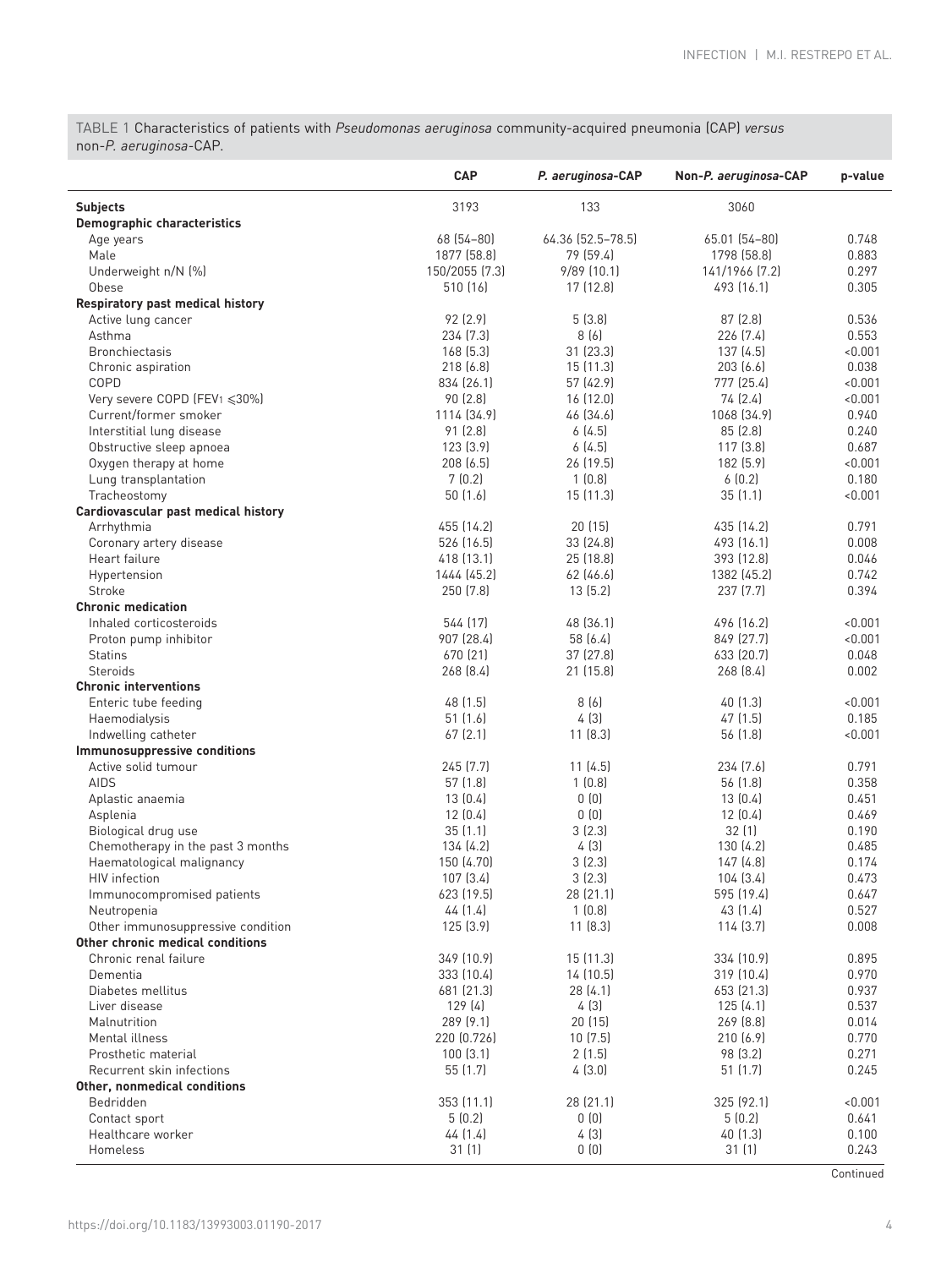TABLE 1 Characteristics of patients with *Pseudomonas aeruginosa* community-acquired pneumonia (CAP) *versus* non-*P. aeruginosa*-CAP.

| | CAP | *P. aeruginosa*-CAP | Non-*P. aeruginosa*-CAP | p-value |
|---|---|---|---|---|
| **Subjects** | 3193 | 133 | 3060 | |
| **Demographic characteristics** | | | | |
| Age years | 68 (54–80) | 64.36 (52.5–78.5) | 65.01 (54–80) | 0.748 |
| Male | 1877 (58.8) | 79 (59.4) | 1798 (58.8) | 0.883 |
| Underweight n/N (%) | 150/2055 (7.3) | 9/89 (10.1) | 141/1966 (7.2) | 0.297 |
| Obese | 510 (16) | 17 (12.8) | 493 (16.1) | 0.305 |
| **Respiratory past medical history** | | | | |
| Active lung cancer | 92 (2.9) | 5 (3.8) | 87 (2.8) | 0.536 |
| Asthma | 234 (7.3) | 8 (6) | 226 (7.4) | 0.553 |
| Bronchiectasis | 168 (5.3) | 31 (23.3) | 137 (4.5) | <0.001 |
| Chronic aspiration | 218 (6.8) | 15 (11.3) | 203 (6.6) | 0.038 |
| COPD | 834 (26.1) | 57 (42.9) | 777 (25.4) | <0.001 |
| Very severe COPD ($FEV_1$ ⩽30%) | 90 (2.8) | 16 (12.0) | 74 (2.4) | <0.001 |
| Current/former smoker | 1114 (34.9) | 46 (34.6) | 1068 (34.9) | 0.940 |
| Interstitial lung disease | 91 (2.8) | 6 (4.5) | 85 (2.8) | 0.240 |
| Obstructive sleep apnoea | 123 (3.9) | 6 (4.5) | 117 (3.8) | 0.687 |
| Oxygen therapy at home | 208 (6.5) | 26 (19.5) | 182 (5.9) | <0.001 |
| Lung transplantation | 7 (0.2) | 1 (0.8) | 6 (0.2) | 0.180 |
| Tracheostomy | 50 (1.6) | 15 (11.3) | 35 (1.1) | <0.001 |
| **Cardiovascular past medical history** | | | | |
| Arrhythmia | 455 (14.2) | 20 (15) | 435 (14.2) | 0.791 |
| Coronary artery disease | 526 (16.5) | 33 (24.8) | 493 (16.1) | 0.008 |
| Heart failure | 418 (13.1) | 25 (18.8) | 393 (12.8) | 0.046 |
| Hypertension | 1444 (45.2) | 62 (46.6) | 1382 (45.2) | 0.742 |
| Stroke | 250 (7.8) | 13 (5.2) | 237 (7.7) | 0.394 |
| **Chronic medication** | | | | |
| Inhaled corticosteroids | 544 (17) | 48 (36.1) | 496 (16.2) | <0.001 |
| Proton pump inhibitor | 907 (28.4) | 58 (6.4) | 849 (27.7) | <0.001 |
| Statins | 670 (21) | 37 (27.8) | 633 (20.7) | 0.048 |
| Steroids | 268 (8.4) | 21 (15.8) | 268 (8.4) | 0.002 |
| **Chronic interventions** | | | | |
| Enteric tube feeding | 48 (1.5) | 8 (6) | 40 (1.3) | <0.001 |
| Haemodialysis | 51 (1.6) | 4 (3) | 47 (1.5) | 0.185 |
| Indwelling catheter | 67 (2.1) | 11 (8.3) | 56 (1.8) | <0.001 |
| **Immunosuppressive conditions** | | | | |
| Active solid tumour | 245 (7.7) | 11 (4.5) | 234 (7.6) | 0.791 |
| AIDS | 57 (1.8) | 1 (0.8) | 56 (1.8) | 0.358 |
| Aplastic anaemia | 13 (0.4) | 0 (0) | 13 (0.4) | 0.451 |
| Asplenia | 12 (0.4) | 0 (0) | 12 (0.4) | 0.469 |
| Biological drug use | 35 (1.1) | 3 (2.3) | 32 (1) | 0.190 |
| Chemotherapy in the past 3 months | 134 (4.2) | 4 (3) | 130 (4.2) | 0.485 |
| Haematological malignancy | 150 (4.70) | 3 (2.3) | 147 (4.8) | 0.174 |
| HIV infection | 107 (3.4) | 3 (2.3) | 104 (3.4) | 0.473 |
| Immunocompromised patients | 623 (19.5) | 28 (21.1) | 595 (19.4) | 0.647 |
| Neutropenia | 44 (1.4) | 1 (0.8) | 43 (1.4) | 0.527 |
| Other immunosuppressive condition | 125 (3.9) | 11 (8.3) | 114 (3.7) | 0.008 |
| **Other chronic medical conditions** | | | | |
| Chronic renal failure | 349 (10.9) | 15 (11.3) | 334 (10.9) | 0.895 |
| Dementia | 333 (10.4) | 14 (10.5) | 319 (10.4) | 0.970 |
| Diabetes mellitus | 681 (21.3) | 28 (4.1) | 653 (21.3) | 0.937 |
| Liver disease | 129 (4) | 4 (3) | 125 (4.1) | 0.537 |
| Malnutrition | 289 (9.1) | 20 (15) | 269 (8.8) | 0.014 |
| Mental illness | 220 (0.726) | 10 (7.5) | 210 (6.9) | 0.770 |
| Prosthetic material | 100 (3.1) | 2 (1.5) | 98 (3.2) | 0.271 |
| Recurrent skin infections | 55 (1.7) | 4 (3.0) | 51 (1.7) | 0.245 |
| **Other, nonmedical conditions** | | | | |
| Bedridden | 353 (11.1) | 28 (21.1) | 325 (92.1) | <0.001 |
| Contact sport | 5 (0.2) | 0 (0) | 5 (0.2) | 0.641 |
| Healthcare worker | 44 (1.4) | 4 (3) | 40 (1.3) | 0.100 |
| Homeless | 31 (1) | 0 (0) | 31 (1) | 0.243 |

Continued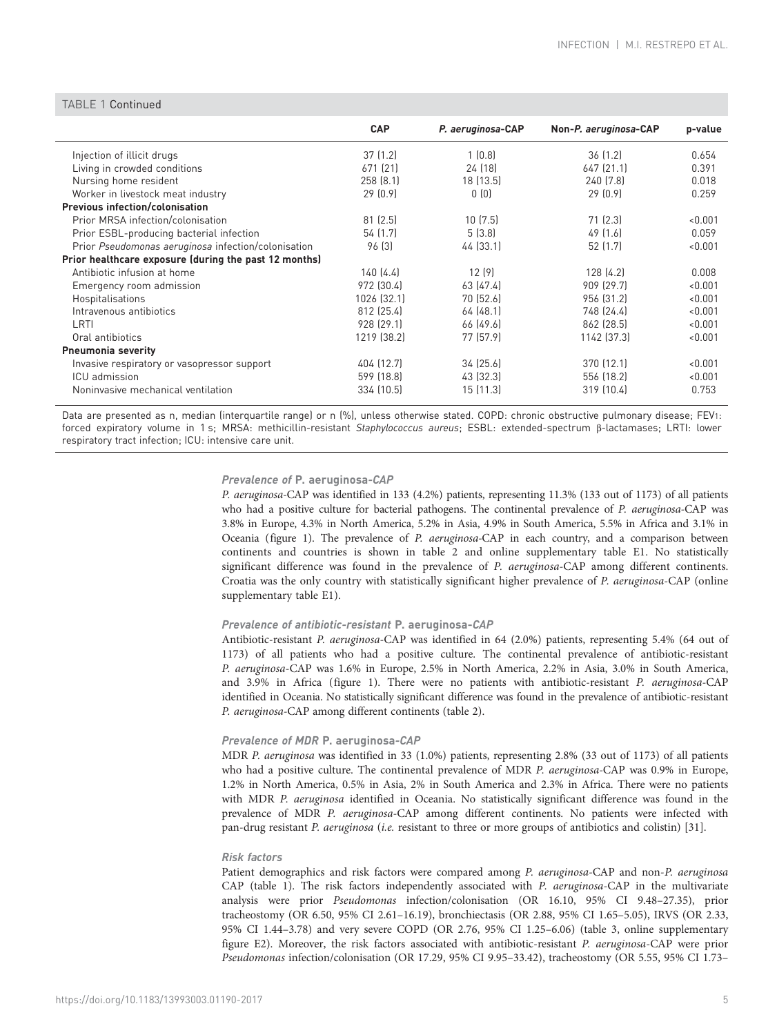TABLE 1 Continued

| | CAP | *P. aeruginosa*-CAP | Non-*P. aeruginosa*-CAP | p-value |
|---|---|---|---|---|
| Injection of illicit drugs | 37 (1.2) | 1 (0.8) | 36 (1.2) | 0.654 |
| Living in crowded conditions | 671 (21) | 24 (18) | 647 (21.1) | 0.391 |
| Nursing home resident | 258 (8.1) | 18 (13.5) | 240 (7.8) | 0.018 |
| Worker in livestock meat industry | 29 (0.9) | 0 (0) | 29 (0.9) | 0.259 |
| **Previous infection/colonisation** | | | | |
| Prior MRSA infection/colonisation | 81 (2.5) | 10 (7.5) | 71 (2.3) | <0.001 |
| Prior ESBL-producing bacterial infection | 54 (1.7) | 5 (3.8) | 49 (1.6) | 0.059 |
| Prior *Pseudomonas aeruginosa* infection/colonisation | 96 (3) | 44 (33.1) | 52 (1.7) | <0.001 |
| **Prior healthcare exposure (during the past 12 months)** | | | | |
| Antibiotic infusion at home | 140 (4.4) | 12 (9) | 128 (4.2) | 0.008 |
| Emergency room admission | 972 (30.4) | 63 (47.4) | 909 (29.7) | <0.001 |
| Hospitalisations | 1026 (32.1) | 70 (52.6) | 956 (31.2) | <0.001 |
| Intravenous antibiotics | 812 (25.4) | 64 (48.1) | 748 (24.4) | <0.001 |
| LRTI | 928 (29.1) | 66 (49.6) | 862 (28.5) | <0.001 |
| Oral antibiotics | 1219 (38.2) | 77 (57.9) | 1142 (37.3) | <0.001 |
| **Pneumonia severity** | | | | |
| Invasive respiratory or vasopressor support | 404 (12.7) | 34 (25.6) | 370 (12.1) | <0.001 |
| ICU admission | 599 (18.8) | 43 (32.3) | 556 (18.2) | <0.001 |
| Noninvasive mechanical ventilation | 334 (10.5) | 15 (11.3) | 319 (10.4) | 0.753 |

Data are presented as n, median (interquartile range) or n (%), unless otherwise stated. COPD: chronic obstructive pulmonary disease; $FEV_1$: forced expiratory volume in 1 s; MRSA: methicillin-resistant *Staphylococcus aureus*; ESBL: extended-spectrum β-lactamases; LRTI: lower respiratory tract infection; ICU: intensive care unit.

### *Prevalence of* P. aeruginosa*-CAP*

*P. aeruginosa*-CAP was identified in 133 (4.2%) patients, representing 11.3% (133 out of 1173) of all patients who had a positive culture for bacterial pathogens. The continental prevalence of *P. aeruginosa*-CAP was 3.8% in Europe, 4.3% in North America, 5.2% in Asia, 4.9% in South America, 5.5% in Africa and 3.1% in Oceania (figure 1). The prevalence of *P. aeruginosa*-CAP in each country, and a comparison between continents and countries is shown in table 2 and online supplementary table E1. No statistically significant difference was found in the prevalence of *P. aeruginosa*-CAP among different continents. Croatia was the only country with statistically significant higher prevalence of *P. aeruginosa*-CAP (online supplementary table E1).

### *Prevalence of antibiotic-resistant* P. aeruginosa*-CAP*

Antibiotic-resistant *P. aeruginosa*-CAP was identified in 64 (2.0%) patients, representing 5.4% (64 out of 1173) of all patients who had a positive culture. The continental prevalence of antibiotic-resistant *P. aeruginosa*-CAP was 1.6% in Europe, 2.5% in North America, 2.2% in Asia, 3.0% in South America, and 3.9% in Africa (figure 1). There were no patients with antibiotic-resistant *P. aeruginosa*-CAP identified in Oceania. No statistically significant difference was found in the prevalence of antibiotic-resistant *P. aeruginosa*-CAP among different continents (table 2).

### *Prevalence of MDR* P. aeruginosa*-CAP*

MDR *P. aeruginosa* was identified in 33 (1.0%) patients, representing 2.8% (33 out of 1173) of all patients who had a positive culture. The continental prevalence of MDR *P. aeruginosa*-CAP was 0.9% in Europe, 1.2% in North America, 0.5% in Asia, 2% in South America and 2.3% in Africa. There were no patients with MDR *P. aeruginosa* identified in Oceania. No statistically significant difference was found in the prevalence of MDR *P. aeruginosa*-CAP among different continents. No patients were infected with pan-drug resistant *P. aeruginosa* (*i.e.* resistant to three or more groups of antibiotics and colistin) [31].

### *Risk factors*

Patient demographics and risk factors were compared among *P. aeruginosa*-CAP and non-*P. aeruginosa* CAP (table 1). The risk factors independently associated with *P. aeruginosa*-CAP in the multivariate analysis were prior *Pseudomonas* infection/colonisation (OR 16.10, 95% CI 9.48–27.35), prior tracheostomy (OR 6.50, 95% CI 2.61–16.19), bronchiectasis (OR 2.88, 95% CI 1.65–5.05), IRVS (OR 2.33, 95% CI 1.44–3.78) and very severe COPD (OR 2.76, 95% CI 1.25–6.06) (table 3, online supplementary figure E2). Moreover, the risk factors associated with antibiotic-resistant *P. aeruginosa*-CAP were prior *Pseudomonas* infection/colonisation (OR 17.29, 95% CI 9.95–33.42), tracheostomy (OR 5.55, 95% CI 1.73–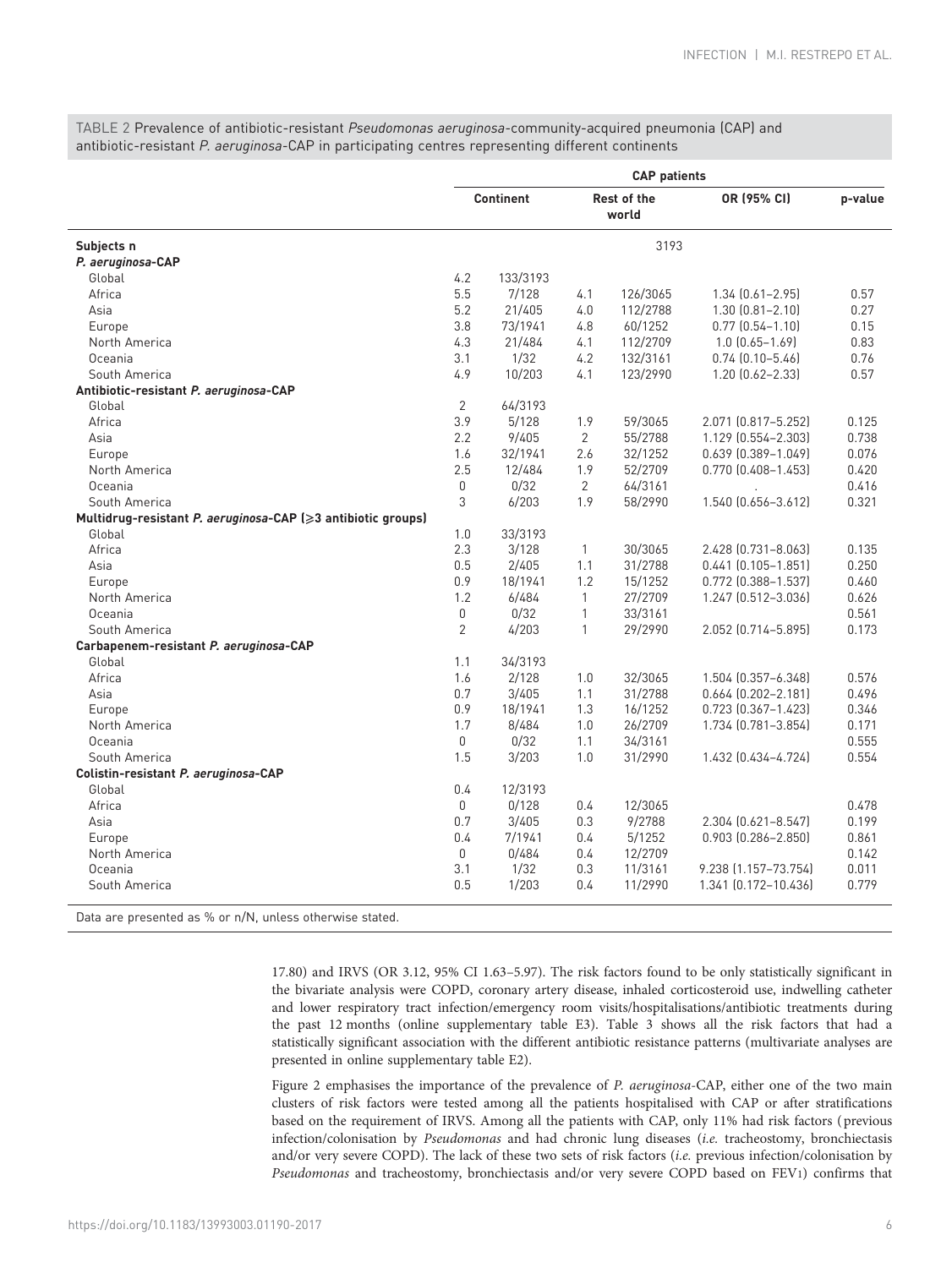TABLE 2 Prevalence of antibiotic-resistant *Pseudomonas aeruginosa*-community-acquired pneumonia (CAP) and antibiotic-resistant *P. aeruginosa*-CAP in participating centres representing different continents

| | CAP patients | | | | | |
|---|---|---|---|---|---|---|
| | Continent | | Rest of the world | | OR (95% CI) | p-value |
| **Subjects n** | | | 3193 | | | |
| ***P. aeruginosa*-CAP** | | | | | | |
| Global | 4.2 | 133/3193 | | | | |
| Africa | 5.5 | 7/128 | 4.1 | 126/3065 | 1.34 (0.61–2.95) | 0.57 |
| Asia | 5.2 | 21/405 | 4.0 | 112/2788 | 1.30 (0.81–2.10) | 0.27 |
| Europe | 3.8 | 73/1941 | 4.8 | 60/1252 | 0.77 (0.54–1.10) | 0.15 |
| North America | 4.3 | 21/484 | 4.1 | 112/2709 | 1.0 (0.65–1.69) | 0.83 |
| Oceania | 3.1 | 1/32 | 4.2 | 132/3161 | 0.74 (0.10–5.46) | 0.76 |
| South America | 4.9 | 10/203 | 4.1 | 123/2990 | 1.20 (0.62–2.33) | 0.57 |
| **Antibiotic-resistant *P. aeruginosa*-CAP** | | | | | | |
| Global | 2 | 64/3193 | | | | |
| Africa | 3.9 | 5/128 | 1.9 | 59/3065 | 2.071 (0.817–5.252) | 0.125 |
| Asia | 2.2 | 9/405 | 2 | 55/2788 | 1.129 (0.554–2.303) | 0.738 |
| Europe | 1.6 | 32/1941 | 2.6 | 32/1252 | 0.639 (0.389–1.049) | 0.076 |
| North America | 2.5 | 12/484 | 1.9 | 52/2709 | 0.770 (0.408–1.453) | 0.420 |
| Oceania | 0 | 0/32 | 2 | 64/3161 | . | 0.416 |
| South America | 3 | 6/203 | 1.9 | 58/2990 | 1.540 (0.656–3.612) | 0.321 |
| **Multidrug-resistant *P. aeruginosa*-CAP (≥3 antibiotic groups)** | | | | | | |
| Global | 1.0 | 33/3193 | | | | |
| Africa | 2.3 | 3/128 | 1 | 30/3065 | 2.428 (0.731–8.063) | 0.135 |
| Asia | 0.5 | 2/405 | 1.1 | 31/2788 | 0.441 (0.105–1.851) | 0.250 |
| Europe | 0.9 | 18/1941 | 1.2 | 15/1252 | 0.772 (0.388–1.537) | 0.460 |
| North America | 1.2 | 6/484 | 1 | 27/2709 | 1.247 (0.512–3.036) | 0.626 |
| Oceania | 0 | 0/32 | 1 | 33/3161 | | 0.561 |
| South America | 2 | 4/203 | 1 | 29/2990 | 2.052 (0.714–5.895) | 0.173 |
| **Carbapenem-resistant *P. aeruginosa*-CAP** | | | | | | |
| Global | 1.1 | 34/3193 | | | | |
| Africa | 1.6 | 2/128 | 1.0 | 32/3065 | 1.504 (0.357–6.348) | 0.576 |
| Asia | 0.7 | 3/405 | 1.1 | 31/2788 | 0.664 (0.202–2.181) | 0.496 |
| Europe | 0.9 | 18/1941 | 1.3 | 16/1252 | 0.723 (0.367–1.423) | 0.346 |
| North America | 1.7 | 8/484 | 1.0 | 26/2709 | 1.734 (0.781–3.854) | 0.171 |
| Oceania | 0 | 0/32 | 1.1 | 34/3161 | | 0.555 |
| South America | 1.5 | 3/203 | 1.0 | 31/2990 | 1.432 (0.434–4.724) | 0.554 |
| **Colistin-resistant *P. aeruginosa*-CAP** | | | | | | |
| Global | 0.4 | 12/3193 | | | | |
| Africa | 0 | 0/128 | 0.4 | 12/3065 | | 0.478 |
| Asia | 0.7 | 3/405 | 0.3 | 9/2788 | 2.304 (0.621–8.547) | 0.199 |
| Europe | 0.4 | 7/1941 | 0.4 | 5/1252 | 0.903 (0.286–2.850) | 0.861 |
| North America | 0 | 0/484 | 0.4 | 12/2709 | | 0.142 |
| Oceania | 3.1 | 1/32 | 0.3 | 11/3161 | 9.238 (1.157–73.754) | 0.011 |
| South America | 0.5 | 1/203 | 0.4 | 11/2990 | 1.341 (0.172–10.436) | 0.779 |

Data are presented as % or n/N, unless otherwise stated.

17.80) and IRVS (OR 3.12, 95% CI 1.63–5.97). The risk factors found to be only statistically significant in the bivariate analysis were COPD, coronary artery disease, inhaled corticosteroid use, indwelling catheter and lower respiratory tract infection/emergency room visits/hospitalisations/antibiotic treatments during the past 12 months (online supplementary table E3). Table 3 shows all the risk factors that had a statistically significant association with the different antibiotic resistance patterns (multivariate analyses are presented in online supplementary table E2).

Figure 2 emphasises the importance of the prevalence of *P. aeruginosa*-CAP, either one of the two main clusters of risk factors were tested among all the patients hospitalised with CAP or after stratifications based on the requirement of IRVS. Among all the patients with CAP, only 11% had risk factors (previous infection/colonisation by *Pseudomonas* and had chronic lung diseases (*i.e.* tracheostomy, bronchiectasis and/or very severe COPD). The lack of these two sets of risk factors (*i.e.* previous infection/colonisation by *Pseudomonas* and tracheostomy, bronchiectasis and/or very severe COPD based on $FEV_1$) confirms that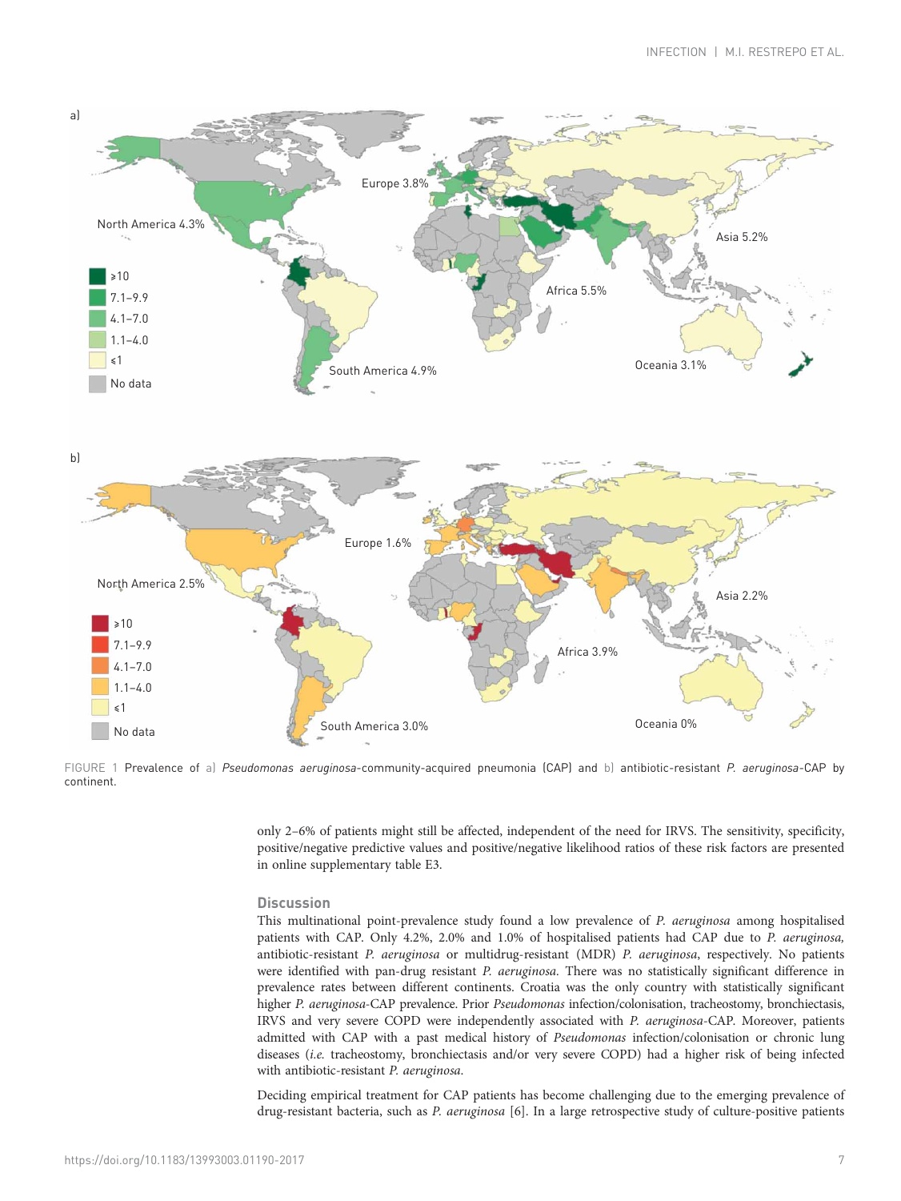FIGURE 1 Prevalence of a) *Pseudomonas aeruginosa*-community-acquired pneumonia (CAP) and b) antibiotic-resistant *P. aeruginosa*-CAP by continent.

only 2–6% of patients might still be affected, independent of the need for IRVS. The sensitivity, specificity, positive/negative predictive values and positive/negative likelihood ratios of these risk factors are presented in online supplementary table E3.

## Discussion

This multinational point-prevalence study found a low prevalence of *P. aeruginosa* among hospitalised patients with CAP. Only 4.2%, 2.0% and 1.0% of hospitalised patients had CAP due to *P. aeruginosa*, antibiotic-resistant *P. aeruginosa* or multidrug-resistant (MDR) *P. aeruginosa*, respectively. No patients were identified with pan-drug resistant *P. aeruginosa*. There was no statistically significant difference in prevalence rates between different continents. Croatia was the only country with statistically significant higher *P. aeruginosa*-CAP prevalence. Prior *Pseudomonas* infection/colonisation, tracheostomy, bronchiectasis, IRVS and very severe COPD were independently associated with *P. aeruginosa*-CAP. Moreover, patients admitted with CAP with a past medical history of *Pseudomonas* infection/colonisation or chronic lung diseases (*i.e.* tracheostomy, bronchiectasis and/or very severe COPD) had a higher risk of being infected with antibiotic-resistant *P. aeruginosa*.

Deciding empirical treatment for CAP patients has become challenging due to the emerging prevalence of drug-resistant bacteria, such as *P. aeruginosa* [6]. In a large retrospective study of culture-positive patients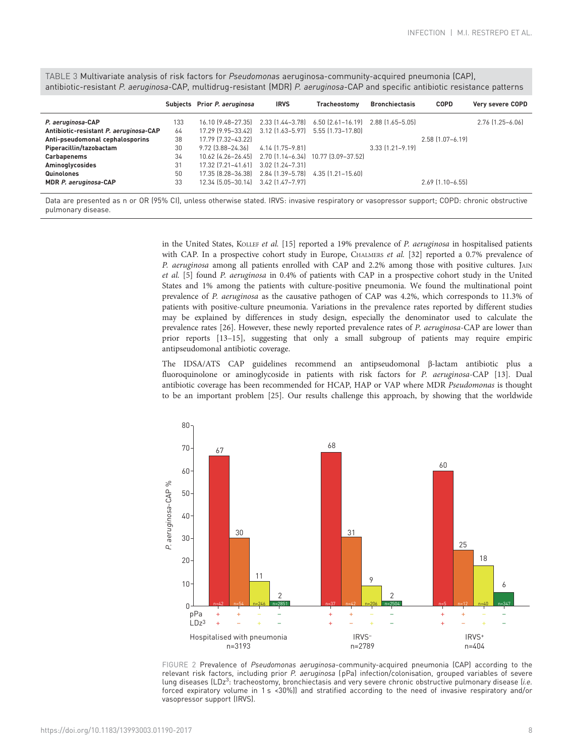TABLE 3 Multivariate analysis of risk factors for *Pseudomonas* aeruginosa-community-acquired pneumonia (CAP), antibiotic-resistant *P. aeruginosa*-CAP, multidrug-resistant (MDR) *P. aeruginosa*-CAP and specific antibiotic resistance patterns

| | Subjects | Prior *P. aeruginosa* | IRVS | Tracheostomy | Bronchiectasis | COPD | Very severe COPD |
|---|---|---|---|---|---|---|---|
| ***P. aeruginosa*-CAP** | 133 | 16.10 (9.48–27.35) | 2.33 (1.44–3.78) | 6.50 (2.61–16.19) | 2.88 (1.65–5.05) | | 2.76 (1.25–6.06) |
| **Antibiotic-resistant *P. aeruginosa*-CAP** | 64 | 17.29 (9.95–33.42) | 3.12 (1.63–5.97) | 5.55 (1.73–17.80) | | | |
| **Anti-pseudomonal cephalosporins** | 38 | 17.79 (7.32–43.22) | | | | 2.58 (1.07–6.19) | |
| **Piperacillin/tazobactam** | 30 | 9.72 (3.88–24.36) | 4.14 (1.75–9.81) | | 3.33 (1.21–9.19) | | |
| **Carbapenems** | 34 | 10.62 (4.26–26.45) | 2.70 (1.14–6.34) | 10.77 (3.09–37.52) | | | |
| **Aminoglycosides** | 31 | 17.32 (7.21–41.61) | 3.02 (1.24–7.31) | | | | |
| **Quinolones** | 50 | 17.35 (8.28–36.38) | 2.84 (1.39–5.78) | 4.35 (1.21–15.60) | | | |
| **MDR *P. aeruginosa*-CAP** | 33 | 12.34 (5.05–30.14) | 3.42 (1.47–7.97) | | | 2.69 (1.10–6.55) | |

Data are presented as n or OR (95% CI), unless otherwise stated. IRVS: invasive respiratory or vasopressor support; COPD: chronic obstructive pulmonary disease.

in the United States, Kollef *et al.* [15] reported a 19% prevalence of *P. aeruginosa* in hospitalised patients with CAP. In a prospective cohort study in Europe, Chalmers *et al.* [32] reported a 0.7% prevalence of *P. aeruginosa* among all patients enrolled with CAP and 2.2% among those with positive cultures. Jain *et al.* [5] found *P. aeruginosa* in 0.4% of patients with CAP in a prospective cohort study in the United States and 1% among the patients with culture-positive pneumonia. We found the multinational point prevalence of *P. aeruginosa* as the causative pathogen of CAP was 4.2%, which corresponds to 11.3% of patients with positive-culture pneumonia. Variations in the prevalence rates reported by different studies may be explained by differences in study design, especially the denominator used to calculate the prevalence rates [26]. However, these newly reported prevalence rates of *P. aeruginosa*-CAP are lower than prior reports [13–15], suggesting that only a small subgroup of patients may require empiric antipseudomonal antibiotic coverage.

The IDSA/ATS CAP guidelines recommend an antipseudomonal β-lactam antibiotic plus a fluoroquinolone or aminoglycoside in patients with risk factors for *P. aeruginosa*-CAP [13]. Dual antibiotic coverage has been recommended for HCAP, HAP or VAP where MDR *Pseudomonas* is thought to be an important problem [25]. Our results challenge this approach, by showing that the worldwide

FIGURE 2 Prevalence of *Pseudomonas aeruginosa*-community-acquired pneumonia (CAP) according to the relevant risk factors, including prior *P. aeruginosa* (pPa) infection/colonisation, grouped variables of severe lung diseases ($LDz^3$: tracheostomy, bronchiectasis and very severe chronic obstructive pulmonary disease (*i.e.* forced expiratory volume in 1 s <30%)) and stratified according to the need of invasive respiratory and/or vasopressor support (IRVS).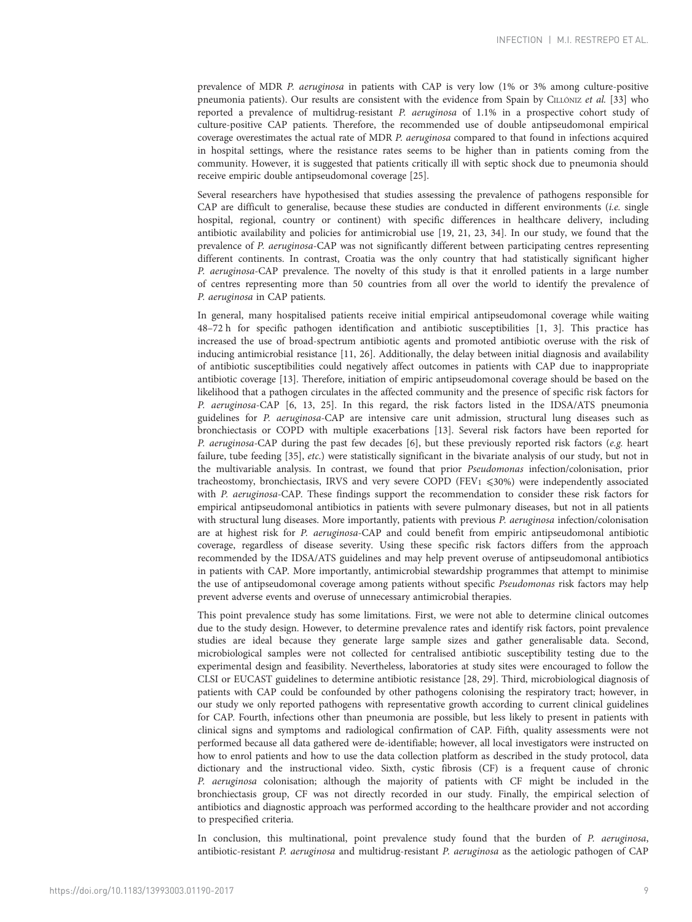prevalence of MDR *P. aeruginosa* in patients with CAP is very low (1% or 3% among culture-positive pneumonia patients). Our results are consistent with the evidence from Spain by Cillóniz *et al.* [33] who reported a prevalence of multidrug-resistant *P. aeruginosa* of 1.1% in a prospective cohort study of culture-positive CAP patients. Therefore, the recommended use of double antipseudomonal empirical coverage overestimates the actual rate of MDR *P. aeruginosa* compared to that found in infections acquired in hospital settings, where the resistance rates seems to be higher than in patients coming from the community. However, it is suggested that patients critically ill with septic shock due to pneumonia should receive empiric double antipseudomonal coverage [25].

Several researchers have hypothesised that studies assessing the prevalence of pathogens responsible for CAP are difficult to generalise, because these studies are conducted in different environments (*i.e.* single hospital, regional, country or continent) with specific differences in healthcare delivery, including antibiotic availability and policies for antimicrobial use [19, 21, 23, 34]. In our study, we found that the prevalence of *P. aeruginosa*-CAP was not significantly different between participating centres representing different continents. In contrast, Croatia was the only country that had statistically significant higher *P. aeruginosa*-CAP prevalence. The novelty of this study is that it enrolled patients in a large number of centres representing more than 50 countries from all over the world to identify the prevalence of *P. aeruginosa* in CAP patients.

In general, many hospitalised patients receive initial empirical antipseudomonal coverage while waiting 48–72 h for specific pathogen identification and antibiotic susceptibilities [1, 3]. This practice has increased the use of broad-spectrum antibiotic agents and promoted antibiotic overuse with the risk of inducing antimicrobial resistance [11, 26]. Additionally, the delay between initial diagnosis and availability of antibiotic susceptibilities could negatively affect outcomes in patients with CAP due to inappropriate antibiotic coverage [13]. Therefore, initiation of empiric antipseudomonal coverage should be based on the likelihood that a pathogen circulates in the affected community and the presence of specific risk factors for *P. aeruginosa*-CAP [6, 13, 25]. In this regard, the risk factors listed in the IDSA/ATS pneumonia guidelines for *P. aeruginosa*-CAP are intensive care unit admission, structural lung diseases such as bronchiectasis or COPD with multiple exacerbations [13]. Several risk factors have been reported for *P. aeruginosa*-CAP during the past few decades [6], but these previously reported risk factors (*e.g.* heart failure, tube feeding [35], *etc.*) were statistically significant in the bivariate analysis of our study, but not in the multivariable analysis. In contrast, we found that prior *Pseudomonas* infection/colonisation, prior tracheostomy, bronchiectasis, IRVS and very severe COPD ($FEV_1 \leqslant 30\%$) were independently associated with *P. aeruginosa*-CAP. These findings support the recommendation to consider these risk factors for empirical antipseudomonal antibiotics in patients with severe pulmonary diseases, but not in all patients with structural lung diseases. More importantly, patients with previous *P. aeruginosa* infection/colonisation are at highest risk for *P. aeruginosa*-CAP and could benefit from empiric antipseudomonal antibiotic coverage, regardless of disease severity. Using these specific risk factors differs from the approach recommended by the IDSA/ATS guidelines and may help prevent overuse of antipseudomonal antibiotics in patients with CAP. More importantly, antimicrobial stewardship programmes that attempt to minimise the use of antipseudomonal coverage among patients without specific *Pseudomonas* risk factors may help prevent adverse events and overuse of unnecessary antimicrobial therapies.

This point prevalence study has some limitations. First, we were not able to determine clinical outcomes due to the study design. However, to determine prevalence rates and identify risk factors, point prevalence studies are ideal because they generate large sample sizes and gather generalisable data. Second, microbiological samples were not collected for centralised antibiotic susceptibility testing due to the experimental design and feasibility. Nevertheless, laboratories at study sites were encouraged to follow the CLSI or EUCAST guidelines to determine antibiotic resistance [28, 29]. Third, microbiological diagnosis of patients with CAP could be confounded by other pathogens colonising the respiratory tract; however, in our study we only reported pathogens with representative growth according to current clinical guidelines for CAP. Fourth, infections other than pneumonia are possible, but less likely to present in patients with clinical signs and symptoms and radiological confirmation of CAP. Fifth, quality assessments were not performed because all data gathered were de-identifiable; however, all local investigators were instructed on how to enrol patients and how to use the data collection platform as described in the study protocol, data dictionary and the instructional video. Sixth, cystic fibrosis (CF) is a frequent cause of chronic *P. aeruginosa* colonisation; although the majority of patients with CF might be included in the bronchiectasis group, CF was not directly recorded in our study. Finally, the empirical selection of antibiotics and diagnostic approach was performed according to the healthcare provider and not according to prespecified criteria.

In conclusion, this multinational, point prevalence study found that the burden of *P. aeruginosa*, antibiotic-resistant *P. aeruginosa* and multidrug-resistant *P. aeruginosa* as the aetiologic pathogen of CAP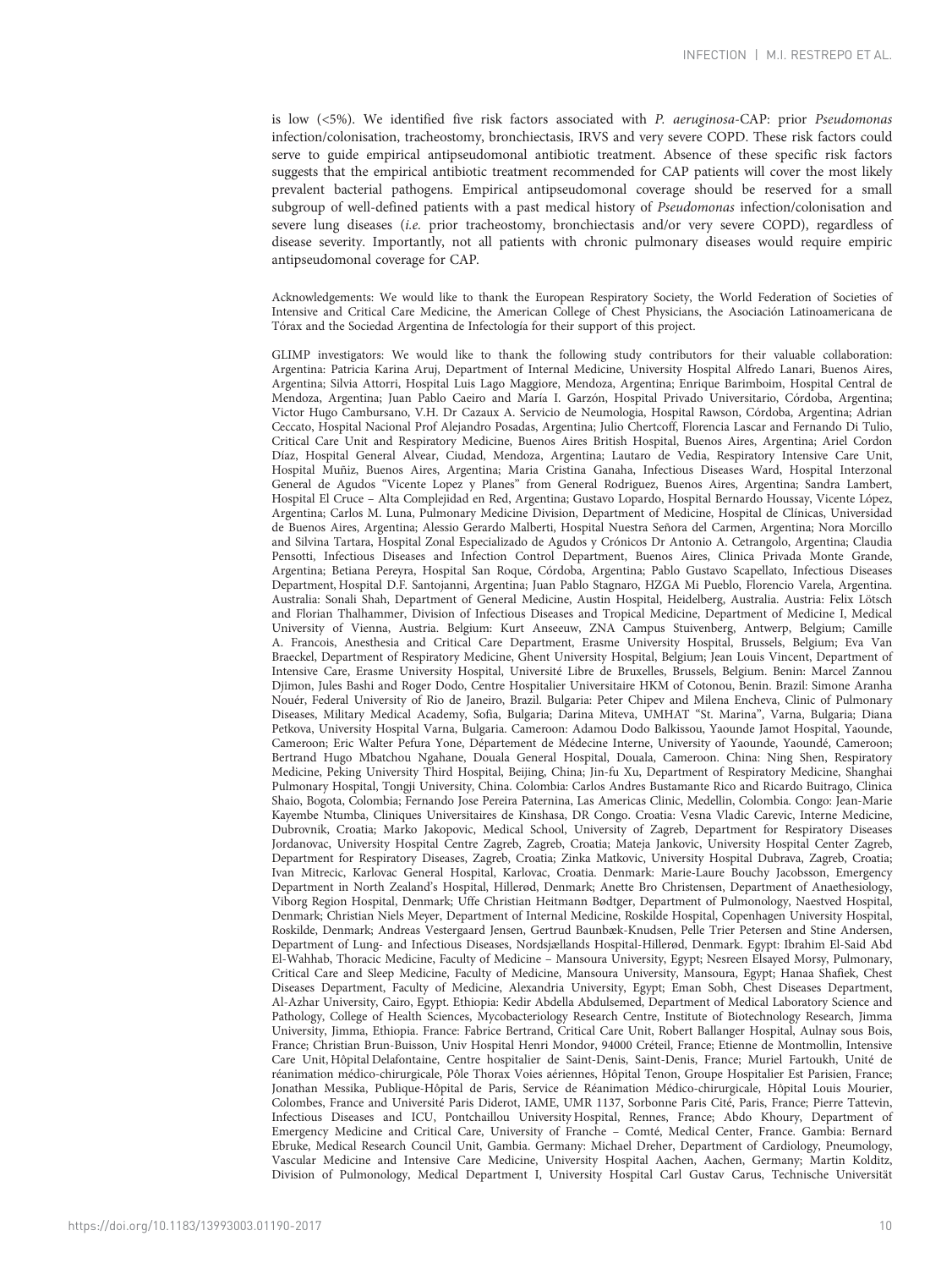is low (<5%). We identified five risk factors associated with *P. aeruginosa*-CAP: prior *Pseudomonas* infection/colonisation, tracheostomy, bronchiectasis, IRVS and very severe COPD. These risk factors could serve to guide empirical antipseudomonal antibiotic treatment. Absence of these specific risk factors suggests that the empirical antibiotic treatment recommended for CAP patients will cover the most likely prevalent bacterial pathogens. Empirical antipseudomonal coverage should be reserved for a small subgroup of well-defined patients with a past medical history of *Pseudomonas* infection/colonisation and severe lung diseases (*i.e.* prior tracheostomy, bronchiectasis and/or very severe COPD), regardless of disease severity. Importantly, not all patients with chronic pulmonary diseases would require empiric antipseudomonal coverage for CAP.

Acknowledgements: We would like to thank the European Respiratory Society, the World Federation of Societies of Intensive and Critical Care Medicine, the American College of Chest Physicians, the Asociación Latinoamericana de Tórax and the Sociedad Argentina de Infectología for their support of this project.

GLIMP investigators: We would like to thank the following study contributors for their valuable collaboration: Argentina: Patricia Karina Aruj, Department of Internal Medicine, University Hospital Alfredo Lanari, Buenos Aires, Argentina; Silvia Attorri, Hospital Luis Lago Maggiore, Mendoza, Argentina; Enrique Barimboim, Hospital Central de Mendoza, Argentina; Juan Pablo Caeiro and María I. Garzón, Hospital Privado Universitario, Córdoba, Argentina; Victor Hugo Cambursano, V.H. Dr Cazaux A. Servicio de Neumologia, Hospital Rawson, Córdoba, Argentina; Adrian Ceccato, Hospital Nacional Prof Alejandro Posadas, Argentina; Julio Chertcoff, Florencia Lascar and Fernando Di Tulio, Critical Care Unit and Respiratory Medicine, Buenos Aires British Hospital, Buenos Aires, Argentina; Ariel Cordon Díaz, Hospital General Alvear, Ciudad, Mendoza, Argentina; Lautaro de Vedia, Respiratory Intensive Care Unit, Hospital Muñiz, Buenos Aires, Argentina; Maria Cristina Ganaha, Infectious Diseases Ward, Hospital Interzonal General de Agudos "Vicente Lopez y Planes" from General Rodriguez, Buenos Aires, Argentina; Sandra Lambert, Hospital El Cruce – Alta Complejidad en Red, Argentina; Gustavo Lopardo, Hospital Bernardo Houssay, Vicente López, Argentina; Carlos M. Luna, Pulmonary Medicine Division, Department of Medicine, Hospital de Clínicas, Universidad de Buenos Aires, Argentina; Alessio Gerardo Malberti, Hospital Nuestra Señora del Carmen, Argentina; Nora Morcillo and Silvina Tartara, Hospital Zonal Especializado de Agudos y Crónicos Dr Antonio A. Cetrangolo, Argentina; Claudia Pensotti, Infectious Diseases and Infection Control Department, Buenos Aires, Clinica Privada Monte Grande, Argentina; Betiana Pereyra, Hospital San Roque, Córdoba, Argentina; Pablo Gustavo Scapellato, Infectious Diseases Department, Hospital D.F. Santojanni, Argentina; Juan Pablo Stagnaro, HZGA Mi Pueblo, Florencio Varela, Argentina. Australia: Sonali Shah, Department of General Medicine, Austin Hospital, Heidelberg, Australia. Austria: Felix Lötsch and Florian Thalhammer, Division of Infectious Diseases and Tropical Medicine, Department of Medicine I, Medical University of Vienna, Austria. Belgium: Kurt Anseeuw, ZNA Campus Stuivenberg, Antwerp, Belgium; Camille A. Francois, Anesthesia and Critical Care Department, Erasme University Hospital, Brussels, Belgium; Eva Van Braeckel, Department of Respiratory Medicine, Ghent University Hospital, Belgium; Jean Louis Vincent, Department of Intensive Care, Erasme University Hospital, Université Libre de Bruxelles, Brussels, Belgium. Benin: Marcel Zannou Djimon, Jules Bashi and Roger Dodo, Centre Hospitalier Universitaire HKM of Cotonou, Benin. Brazil: Simone Aranha Nouér, Federal University of Rio de Janeiro, Brazil. Bulgaria: Peter Chipev and Milena Encheva, Clinic of Pulmonary Diseases, Military Medical Academy, Sofia, Bulgaria; Darina Miteva, UMHAT "St. Marina", Varna, Bulgaria; Diana Petkova, University Hospital Varna, Bulgaria. Cameroon: Adamou Dodo Balkissou, Yaounde Jamot Hospital, Yaounde, Cameroon; Eric Walter Pefura Yone, Département de Médecine Interne, University of Yaounde, Yaoundé, Cameroon; Bertrand Hugo Mbatchou Ngahane, Douala General Hospital, Douala, Cameroon. China: Ning Shen, Respiratory Medicine, Peking University Third Hospital, Beijing, China; Jin-fu Xu, Department of Respiratory Medicine, Shanghai Pulmonary Hospital, Tongji University, China. Colombia: Carlos Andres Bustamante Rico and Ricardo Buitrago, Clinica Shaio, Bogota, Colombia; Fernando Jose Pereira Paternina, Las Americas Clinic, Medellin, Colombia. Congo: Jean-Marie Kayembe Ntumba, Cliniques Universitaires de Kinshasa, DR Congo. Croatia: Vesna Vladic Carevic, Interne Medicine, Dubrovnik, Croatia; Marko Jakopovic, Medical School, University of Zagreb, Department for Respiratory Diseases Jordanovac, University Hospital Centre Zagreb, Zagreb, Croatia; Mateja Jankovic, University Hospital Center Zagreb, Department for Respiratory Diseases, Zagreb, Croatia; Zinka Matkovic, University Hospital Dubrava, Zagreb, Croatia; Ivan Mitrecic, Karlovac General Hospital, Karlovac, Croatia. Denmark: Marie-Laure Bouchy Jacobsson, Emergency Department in North Zealand's Hospital, Hillerød, Denmark; Anette Bro Christensen, Department of Anaethesiology, Viborg Region Hospital, Denmark; Uffe Christian Heitmann Bødtger, Department of Pulmonology, Naestved Hospital, Denmark; Christian Niels Meyer, Department of Internal Medicine, Roskilde Hospital, Copenhagen University Hospital, Roskilde, Denmark; Andreas Vestergaard Jensen, Gertrud Baunbæk-Knudsen, Pelle Trier Petersen and Stine Andersen, Department of Lung- and Infectious Diseases, Nordsjællands Hospital-Hillerød, Denmark. Egypt: Ibrahim El-Said Abd El-Wahhab, Thoracic Medicine, Faculty of Medicine – Mansoura University, Egypt; Nesreen Elsayed Morsy, Pulmonary, Critical Care and Sleep Medicine, Faculty of Medicine, Mansoura University, Mansoura, Egypt; Hanaa Shafiek, Chest Diseases Department, Faculty of Medicine, Alexandria University, Egypt; Eman Sobh, Chest Diseases Department, Al-Azhar University, Cairo, Egypt. Ethiopia: Kedir Abdella Abdulsemed, Department of Medical Laboratory Science and Pathology, College of Health Sciences, Mycobacteriology Research Centre, Institute of Biotechnology Research, Jimma University, Jimma, Ethiopia. France: Fabrice Bertrand, Critical Care Unit, Robert Ballanger Hospital, Aulnay sous Bois, France; Christian Brun-Buisson, Univ Hospital Henri Mondor, 94000 Créteil, France; Etienne de Montmollin, Intensive Care Unit, Hôpital Delafontaine, Centre hospitalier de Saint-Denis, Saint-Denis, France; Muriel Fartoukh, Unité de réanimation médico-chirurgicale, Pôle Thorax Voies aériennes, Hôpital Tenon, Groupe Hospitalier Est Parisien, France; Jonathan Messika, Publique-Hôpital de Paris, Service de Réanimation Médico-chirurgicale, Hôpital Louis Mourier, Colombes, France and Université Paris Diderot, IAME, UMR 1137, Sorbonne Paris Cité, Paris, France; Pierre Tattevin, Infectious Diseases and ICU, Pontchaillou University Hospital, Rennes, France; Abdo Khoury, Department of Emergency Medicine and Critical Care, University of Franche – Comté, Medical Center, France. Gambia: Bernard Ebruke, Medical Research Council Unit, Gambia. Germany: Michael Dreher, Department of Cardiology, Pneumology, Vascular Medicine and Intensive Care Medicine, University Hospital Aachen, Aachen, Germany; Martin Kolditz, Division of Pulmonology, Medical Department I, University Hospital Carl Gustav Carus, Technische Universität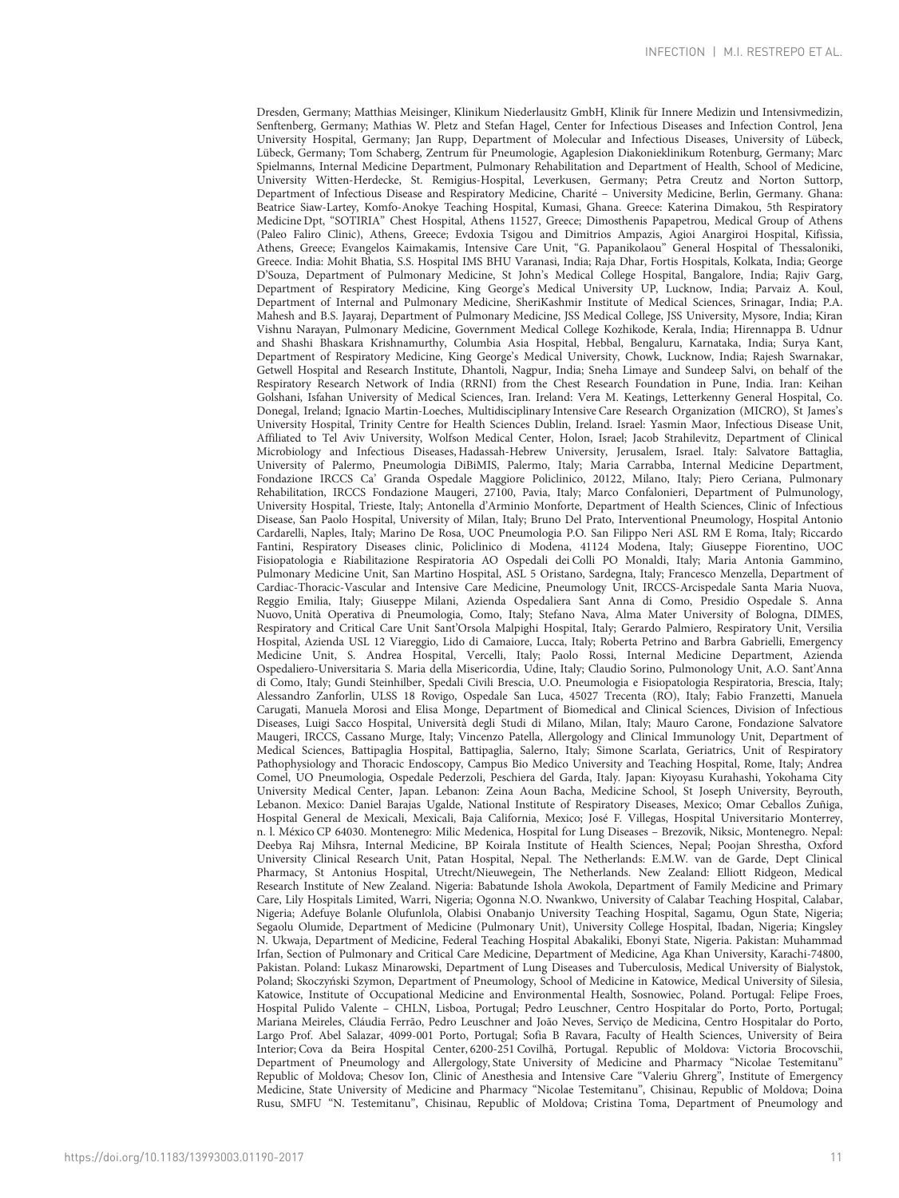Dresden, Germany; Matthias Meisinger, Klinikum Niederlausitz GmbH, Klinik für Innere Medizin und Intensivmedizin, Senftenberg, Germany; Mathias W. Pletz and Stefan Hagel, Center for Infectious Diseases and Infection Control, Jena University Hospital, Germany; Jan Rupp, Department of Molecular and Infectious Diseases, University of Lübeck, Lübeck, Germany; Tom Schaberg, Zentrum für Pneumologie, Agaplesion Diakonieklinikum Rotenburg, Germany; Marc Spielmanns, Internal Medicine Department, Pulmonary Rehabilitation and Department of Health, School of Medicine, University Witten-Herdecke, St. Remigius-Hospital, Leverkusen, Germany; Petra Creutz and Norton Suttorp, Department of Infectious Disease and Respiratory Medicine, Charité – University Medicine, Berlin, Germany. Ghana: Beatrice Siaw-Lartey, Komfo-Anokye Teaching Hospital, Kumasi, Ghana. Greece: Katerina Dimakou, 5th Respiratory Medicine Dpt, "SOTIRIA" Chest Hospital, Athens 11527, Greece; Dimosthenis Papapetrou, Medical Group of Athens (Paleo Faliro Clinic), Athens, Greece; Evdoxia Tsigou and Dimitrios Ampazis, Agioi Anargiroi Hospital, Kifissia, Athens, Greece; Evangelos Kaimakamis, Intensive Care Unit, "G. Papanikolaou" General Hospital of Thessaloniki, Greece. India: Mohit Bhatia, S.S. Hospital IMS BHU Varanasi, India; Raja Dhar, Fortis Hospitals, Kolkata, India; George D'Souza, Department of Pulmonary Medicine, St John's Medical College Hospital, Bangalore, India; Rajiv Garg, Department of Respiratory Medicine, King George's Medical University UP, Lucknow, India; Parvaiz A. Koul, Department of Internal and Pulmonary Medicine, SheriKashmir Institute of Medical Sciences, Srinagar, India; P.A. Mahesh and B.S. Jayaraj, Department of Pulmonary Medicine, JSS Medical College, JSS University, Mysore, India; Kiran Vishnu Narayan, Pulmonary Medicine, Government Medical College Kozhikode, Kerala, India; Hirennappa B. Udnur and Shashi Bhaskara Krishnamurthy, Columbia Asia Hospital, Hebbal, Bengaluru, Karnataka, India; Surya Kant, Department of Respiratory Medicine, King George's Medical University, Chowk, Lucknow, India; Rajesh Swarnakar, Getwell Hospital and Research Institute, Dhantoli, Nagpur, India; Sneha Limaye and Sundeep Salvi, on behalf of the Respiratory Research Network of India (RRNI) from the Chest Research Foundation in Pune, India. Iran: Keihan Golshani, Isfahan University of Medical Sciences, Iran. Ireland: Vera M. Keatings, Letterkenny General Hospital, Co. Donegal, Ireland; Ignacio Martin-Loeches, Multidisciplinary Intensive Care Research Organization (MICRO), St James's University Hospital, Trinity Centre for Health Sciences Dublin, Ireland. Israel: Yasmin Maor, Infectious Disease Unit, Affiliated to Tel Aviv University, Wolfson Medical Center, Holon, Israel; Jacob Strahilevitz, Department of Clinical Microbiology and Infectious Diseases, Hadassah-Hebrew University, Jerusalem, Israel. Italy: Salvatore Battaglia, University of Palermo, Pneumologia DiBiMIS, Palermo, Italy; Maria Carrabba, Internal Medicine Department, Fondazione IRCCS Ca' Granda Ospedale Maggiore Policlinico, 20122, Milano, Italy; Piero Ceriana, Pulmonary Rehabilitation, IRCCS Fondazione Maugeri, 27100, Pavia, Italy; Marco Confalonieri, Department of Pulmunology, University Hospital, Trieste, Italy; Antonella d'Arminio Monforte, Department of Health Sciences, Clinic of Infectious Disease, San Paolo Hospital, University of Milan, Italy; Bruno Del Prato, Interventional Pneumology, Hospital Antonio Cardarelli, Naples, Italy; Marino De Rosa, UOC Pneumologia P.O. San Filippo Neri ASL RM E Roma, Italy; Riccardo Fantini, Respiratory Diseases clinic, Policlinico di Modena, 41124 Modena, Italy; Giuseppe Fiorentino, UOC Fisiopatologia e Riabilitazione Respiratoria AO Ospedali dei Colli PO Monaldi, Italy; Maria Antonia Gammino, Pulmonary Medicine Unit, San Martino Hospital, ASL 5 Oristano, Sardegna, Italy; Francesco Menzella, Department of Cardiac-Thoracic-Vascular and Intensive Care Medicine, Pneumology Unit, IRCCS-Arcispedale Santa Maria Nuova, Reggio Emilia, Italy; Giuseppe Milani, Azienda Ospedaliera Sant Anna di Como, Presidio Ospedale S. Anna Nuovo, Unità Operativa di Pneumologia, Como, Italy; Stefano Nava, Alma Mater University of Bologna, DIMES, Respiratory and Critical Care Unit Sant'Orsola Malpighi Hospital, Italy; Gerardo Palmiero, Respiratory Unit, Versilia Hospital, Azienda USL 12 Viareggio, Lido di Camaiore, Lucca, Italy; Roberta Petrino and Barbra Gabrielli, Emergency Medicine Unit, S. Andrea Hospital, Vercelli, Italy; Paolo Rossi, Internal Medicine Department, Azienda Ospedaliero-Universitaria S. Maria della Misericordia, Udine, Italy; Claudio Sorino, Pulmonology Unit, A.O. Sant'Anna di Como, Italy; Gundi Steinhilber, Spedali Civili Brescia, U.O. Pneumologia e Fisiopatologia Respiratoria, Brescia, Italy; Alessandro Zanforlin, ULSS 18 Rovigo, Ospedale San Luca, 45027 Trecenta (RO), Italy; Fabio Franzetti, Manuela Carugati, Manuela Morosi and Elisa Monge, Department of Biomedical and Clinical Sciences, Division of Infectious Diseases, Luigi Sacco Hospital, Università degli Studi di Milano, Milan, Italy; Mauro Carone, Fondazione Salvatore Maugeri, IRCCS, Cassano Murge, Italy; Vincenzo Patella, Allergology and Clinical Immunology Unit, Department of Medical Sciences, Battipaglia Hospital, Battipaglia, Salerno, Italy; Simone Scarlata, Geriatrics, Unit of Respiratory Pathophysiology and Thoracic Endoscopy, Campus Bio Medico University and Teaching Hospital, Rome, Italy; Andrea Comel, UO Pneumologia, Ospedale Pederzoli, Peschiera del Garda, Italy. Japan: Kiyoyasu Kurahashi, Yokohama City University Medical Center, Japan. Lebanon: Zeina Aoun Bacha, Medicine School, St Joseph University, Beyrouth, Lebanon. Mexico: Daniel Barajas Ugalde, National Institute of Respiratory Diseases, Mexico; Omar Ceballos Zuñiga, Hospital General de Mexicali, Mexicali, Baja California, Mexico; José F. Villegas, Hospital Universitario Monterrey, n. l. México CP 64030. Montenegro: Milic Medenica, Hospital for Lung Diseases – Brezovik, Niksic, Montenegro. Nepal: Deebya Raj Mihsra, Internal Medicine, BP Koirala Institute of Health Sciences, Nepal; Poojan Shrestha, Oxford University Clinical Research Unit, Patan Hospital, Nepal. The Netherlands: E.M.W. van de Garde, Dept Clinical Pharmacy, St Antonius Hospital, Utrecht/Nieuwegein, The Netherlands. New Zealand: Elliott Ridgeon, Medical Research Institute of New Zealand. Nigeria: Babatunde Ishola Awokola, Department of Family Medicine and Primary Care, Lily Hospitals Limited, Warri, Nigeria; Ogonna N.O. Nwankwo, University of Calabar Teaching Hospital, Calabar, Nigeria; Adefuye Bolanle Olufunlola, Olabisi Onabanjo University Teaching Hospital, Sagamu, Ogun State, Nigeria; Segaolu Olumide, Department of Medicine (Pulmonary Unit), University College Hospital, Ibadan, Nigeria; Kingsley N. Ukwaja, Department of Medicine, Federal Teaching Hospital Abakaliki, Ebonyi State, Nigeria. Pakistan: Muhammad Irfan, Section of Pulmonary and Critical Care Medicine, Department of Medicine, Aga Khan University, Karachi-74800, Pakistan. Poland: Lukasz Minarowski, Department of Lung Diseases and Tuberculosis, Medical University of Bialystok, Poland; Skoczyński Szymon, Department of Pneumology, School of Medicine in Katowice, Medical University of Silesia, Katowice, Institute of Occupational Medicine and Environmental Health, Sosnowiec, Poland. Portugal: Felipe Froes, Hospital Pulido Valente – CHLN, Lisboa, Portugal; Pedro Leuschner, Centro Hospitalar do Porto, Porto, Portugal; Mariana Meireles, Cláudia Ferrão, Pedro Leuschner and João Neves, Serviço de Medicina, Centro Hospitalar do Porto, Largo Prof. Abel Salazar, 4099-001 Porto, Portugal; Sofia B Ravara, Faculty of Health Sciences, University of Beira Interior; Cova da Beira Hospital Center, 6200-251 Covilhã, Portugal. Republic of Moldova: Victoria Brocovschii, Department of Pneumology and Allergology, State University of Medicine and Pharmacy "Nicolae Testemitanu" Republic of Moldova; Chesov Ion, Clinic of Anesthesia and Intensive Care "Valeriu Ghrerg", Institute of Emergency Medicine, State University of Medicine and Pharmacy "Nicolae Testemitanu", Chisinau, Republic of Moldova; Doina Rusu, SMFU "N. Testemitanu", Chisinau, Republic of Moldova; Cristina Toma, Department of Pneumology and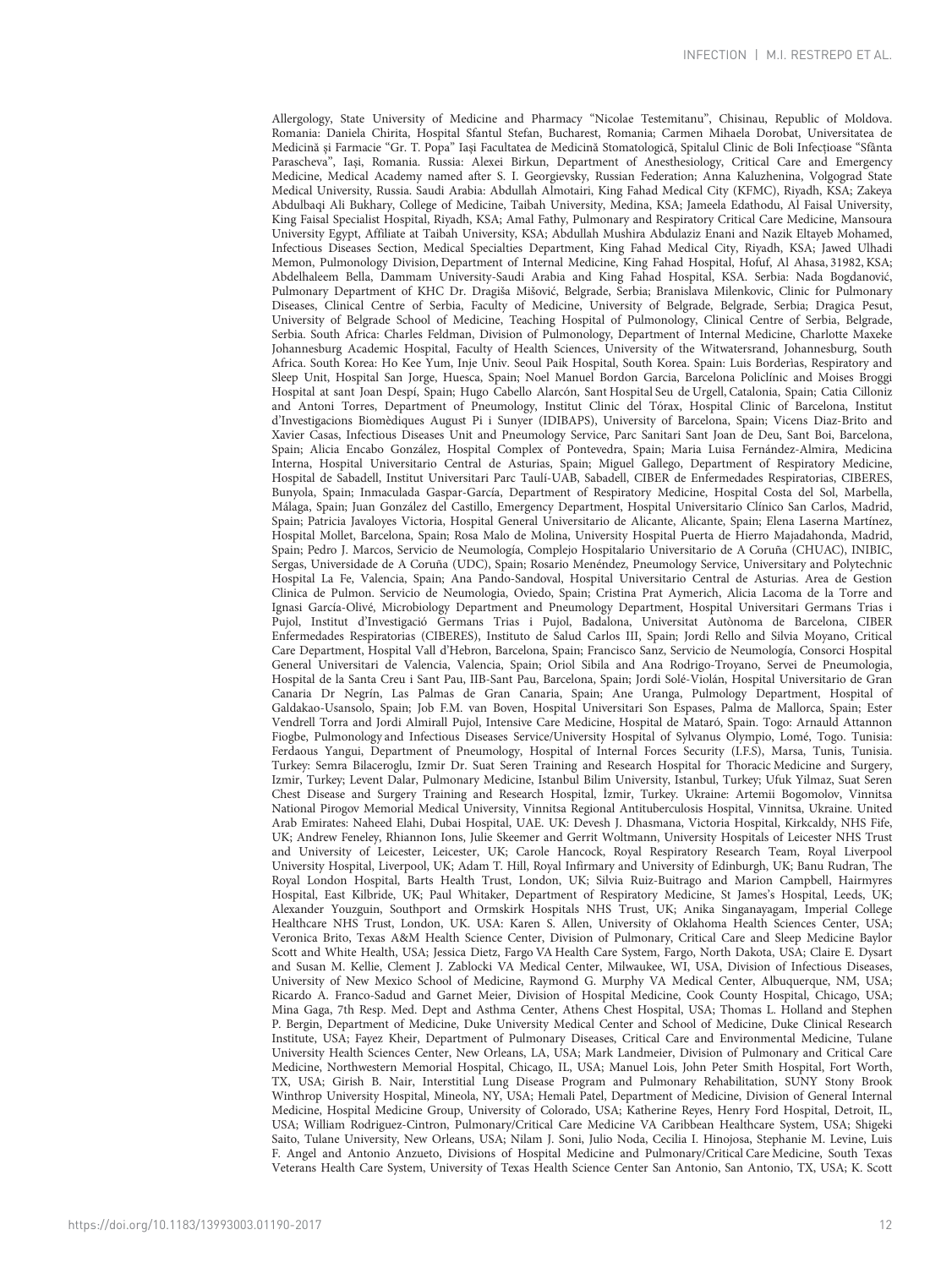Allergology, State University of Medicine and Pharmacy "Nicolae Testemitanu", Chisinau, Republic of Moldova. Romania: Daniela Chirita, Hospital Sfantul Stefan, Bucharest, Romania; Carmen Mihaela Dorobat, Universitatea de Medicină și Farmacie "Gr. T. Popa" Iași Facultatea de Medicină Stomatologică, Spitalul Clinic de Boli Infecțioase "Sfânta Parascheva", Iași, Romania. Russia: Alexei Birkun, Department of Anesthesiology, Critical Care and Emergency Medicine, Medical Academy named after S. I. Georgievsky, Russian Federation; Anna Kaluzhenina, Volgograd State Medical University, Russia. Saudi Arabia: Abdullah Almotairi, King Fahad Medical City (KFMC), Riyadh, KSA; Zakeya Abdulbaqi Ali Bukhary, College of Medicine, Taibah University, Medina, KSA; Jameela Edathodu, Al Faisal University, King Faisal Specialist Hospital, Riyadh, KSA; Amal Fathy, Pulmonary and Respiratory Critical Care Medicine, Mansoura University Egypt, Affiliate at Taibah University, KSA; Abdullah Mushira Abdulaziz Enani and Nazik Eltayeb Mohamed, Infectious Diseases Section, Medical Specialties Department, King Fahad Medical City, Riyadh, KSA; Jawed Ulhadi Memon, Pulmonology Division, Department of Internal Medicine, King Fahad Hospital, Hofuf, Al Ahasa, 31982, KSA; Abdelhaleem Bella, Dammam University-Saudi Arabia and King Fahad Hospital, KSA. Serbia: Nada Bogdanović, Pulmonary Department of KHC Dr. Dragiša Mišović, Belgrade, Serbia; Branislava Milenkovic, Clinic for Pulmonary Diseases, Clinical Centre of Serbia, Faculty of Medicine, University of Belgrade, Belgrade, Serbia; Dragica Pesut, University of Belgrade School of Medicine, Teaching Hospital of Pulmonology, Clinical Centre of Serbia, Belgrade, Serbia. South Africa: Charles Feldman, Division of Pulmonology, Department of Internal Medicine, Charlotte Maxeke Johannesburg Academic Hospital, Faculty of Health Sciences, University of the Witwatersrand, Johannesburg, South Africa. South Korea: Ho Kee Yum, Inje Univ. Seoul Paik Hospital, South Korea. Spain: Luis Borderìas, Respiratory and Sleep Unit, Hospital San Jorge, Huesca, Spain; Noel Manuel Bordon Garcia, Barcelona Policlínic and Moises Broggi Hospital at sant Joan Despí, Spain; Hugo Cabello Alarcón, Sant Hospital Seu de Urgell, Catalonia, Spain; Catia Cilloniz and Antoni Torres, Department of Pneumology, Institut Clinic del Tórax, Hospital Clinic of Barcelona, Institut d'Investigacions Biomèdiques August Pi i Sunyer (IDIBAPS), University of Barcelona, Spain; Vicens Diaz-Brito and Xavier Casas, Infectious Diseases Unit and Pneumology Service, Parc Sanitari Sant Joan de Deu, Sant Boi, Barcelona, Spain; Alicia Encabo González, Hospital Complex of Pontevedra, Spain; Maria Luisa Fernández-Almira, Medicina Interna, Hospital Universitario Central de Asturias, Spain; Miguel Gallego, Department of Respiratory Medicine, Hospital de Sabadell, Institut Universitari Parc Taulí-UAB, Sabadell, CIBER de Enfermedades Respiratorias, CIBERES, Bunyola, Spain; Inmaculada Gaspar-García, Department of Respiratory Medicine, Hospital Costa del Sol, Marbella, Málaga, Spain; Juan González del Castillo, Emergency Department, Hospital Universitario Clínico San Carlos, Madrid, Spain; Patricia Javaloyes Victoria, Hospital General Universitario de Alicante, Alicante, Spain; Elena Laserna Martínez, Hospital Mollet, Barcelona, Spain; Rosa Malo de Molina, University Hospital Puerta de Hierro Majadahonda, Madrid, Spain; Pedro J. Marcos, Servicio de Neumología, Complejo Hospitalario Universitario de A Coruña (CHUAC), INIBIC, Sergas, Universidade de A Coruña (UDC), Spain; Rosario Menéndez, Pneumology Service, Universitary and Polytechnic Hospital La Fe, Valencia, Spain; Ana Pando-Sandoval, Hospital Universitario Central de Asturias. Area de Gestion Clinica de Pulmon. Servicio de Neumologia, Oviedo, Spain; Cristina Prat Aymerich, Alicia Lacoma de la Torre and Ignasi García-Olivé, Microbiology Department and Pneumology Department, Hospital Universitari Germans Trias i Pujol, Institut d'Investigació Germans Trias i Pujol, Badalona, Universitat Autònoma de Barcelona, CIBER Enfermedades Respiratorias (CIBERES), Instituto de Salud Carlos III, Spain; Jordi Rello and Silvia Moyano, Critical Care Department, Hospital Vall d'Hebron, Barcelona, Spain; Francisco Sanz, Servicio de Neumología, Consorci Hospital General Universitari de Valencia, Valencia, Spain; Oriol Sibila and Ana Rodrigo-Troyano, Servei de Pneumologia, Hospital de la Santa Creu i Sant Pau, IIB-Sant Pau, Barcelona, Spain; Jordi Solé-Violán, Hospital Universitario de Gran Canaria Dr Negrín, Las Palmas de Gran Canaria, Spain; Ane Uranga, Pulmology Department, Hospital of Galdakao-Usansolo, Spain; Job F.M. van Boven, Hospital Universitari Son Espases, Palma de Mallorca, Spain; Ester Vendrell Torra and Jordi Almirall Pujol, Intensive Care Medicine, Hospital de Mataró, Spain. Togo: Arnauld Attannon Fiogbe, Pulmonology and Infectious Diseases Service/University Hospital of Sylvanus Olympio, Lomé, Togo. Tunisia: Ferdaous Yangui, Department of Pneumology, Hospital of Internal Forces Security (I.F.S), Marsa, Tunis, Tunisia. Turkey: Semra Bilaceroglu, Izmir Dr. Suat Seren Training and Research Hospital for Thoracic Medicine and Surgery, Izmir, Turkey; Levent Dalar, Pulmonary Medicine, Istanbul Bilim University, Istanbul, Turkey; Ufuk Yilmaz, Suat Seren Chest Disease and Surgery Training and Research Hospital, İzmir, Turkey. Ukraine: Artemii Bogomolov, Vinnitsa National Pirogov Memorial Medical University, Vinnitsa Regional Antituberculosis Hospital, Vinnitsa, Ukraine. United Arab Emirates: Naheed Elahi, Dubai Hospital, UAE. UK: Devesh J. Dhasmana, Victoria Hospital, Kirkcaldy, NHS Fife, UK; Andrew Feneley, Rhiannon Ions, Julie Skeemer and Gerrit Woltmann, University Hospitals of Leicester NHS Trust and University of Leicester, Leicester, UK; Carole Hancock, Royal Respiratory Research Team, Royal Liverpool University Hospital, Liverpool, UK; Adam T. Hill, Royal Infirmary and University of Edinburgh, UK; Banu Rudran, The Royal London Hospital, Barts Health Trust, London, UK; Silvia Ruiz-Buitrago and Marion Campbell, Hairmyres Hospital, East Kilbride, UK; Paul Whitaker, Department of Respiratory Medicine, St James's Hospital, Leeds, UK; Alexander Youzguin, Southport and Ormskirk Hospitals NHS Trust, UK; Anika Singanayagam, Imperial College Healthcare NHS Trust, London, UK. USA: Karen S. Allen, University of Oklahoma Health Sciences Center, USA; Veronica Brito, Texas A&M Health Science Center, Division of Pulmonary, Critical Care and Sleep Medicine Baylor Scott and White Health, USA; Jessica Dietz, Fargo VA Health Care System, Fargo, North Dakota, USA; Claire E. Dysart and Susan M. Kellie, Clement J. Zablocki VA Medical Center, Milwaukee, WI, USA, Division of Infectious Diseases, University of New Mexico School of Medicine, Raymond G. Murphy VA Medical Center, Albuquerque, NM, USA; Ricardo A. Franco-Sadud and Garnet Meier, Division of Hospital Medicine, Cook County Hospital, Chicago, USA; Mina Gaga, 7th Resp. Med. Dept and Asthma Center, Athens Chest Hospital, USA; Thomas L. Holland and Stephen P. Bergin, Department of Medicine, Duke University Medical Center and School of Medicine, Duke Clinical Research Institute, USA; Fayez Kheir, Department of Pulmonary Diseases, Critical Care and Environmental Medicine, Tulane University Health Sciences Center, New Orleans, LA, USA; Mark Landmeier, Division of Pulmonary and Critical Care Medicine, Northwestern Memorial Hospital, Chicago, IL, USA; Manuel Lois, John Peter Smith Hospital, Fort Worth, TX, USA; Girish B. Nair, Interstitial Lung Disease Program and Pulmonary Rehabilitation, SUNY Stony Brook Winthrop University Hospital, Mineola, NY, USA; Hemali Patel, Department of Medicine, Division of General Internal Medicine, Hospital Medicine Group, University of Colorado, USA; Katherine Reyes, Henry Ford Hospital, Detroit, IL, USA; William Rodriguez-Cintron, Pulmonary/Critical Care Medicine VA Caribbean Healthcare System, USA; Shigeki Saito, Tulane University, New Orleans, USA; Nilam J. Soni, Julio Noda, Cecilia I. Hinojosa, Stephanie M. Levine, Luis F. Angel and Antonio Anzueto, Divisions of Hospital Medicine and Pulmonary/Critical Care Medicine, South Texas Veterans Health Care System, University of Texas Health Science Center San Antonio, San Antonio, TX, USA; K. Scott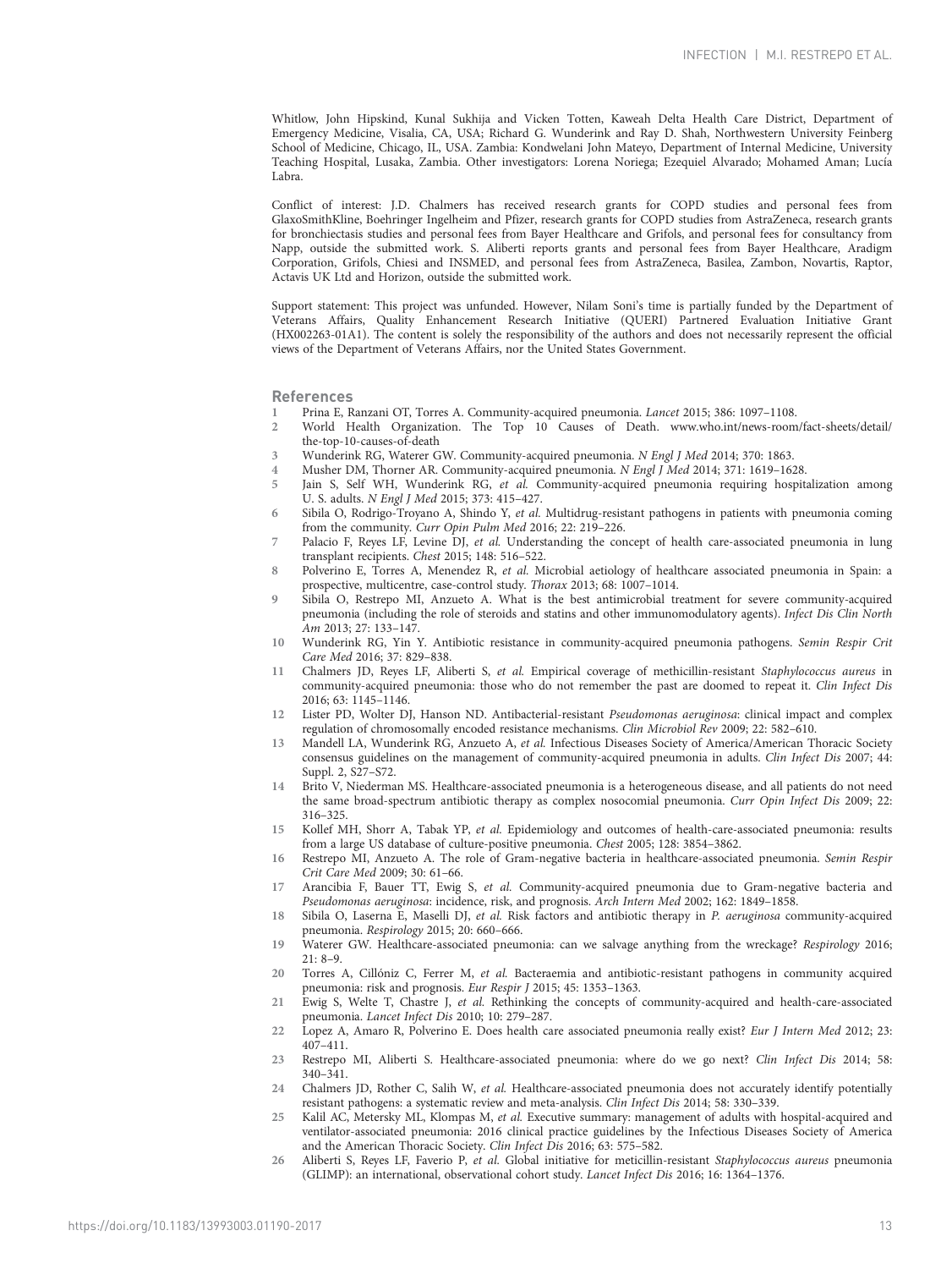Whitlow, John Hipskind, Kunal Sukhija and Vicken Totten, Kaweah Delta Health Care District, Department of Emergency Medicine, Visalia, CA, USA; Richard G. Wunderink and Ray D. Shah, Northwestern University Feinberg School of Medicine, Chicago, IL, USA. Zambia: Kondwelani John Mateyo, Department of Internal Medicine, University Teaching Hospital, Lusaka, Zambia. Other investigators: Lorena Noriega; Ezequiel Alvarado; Mohamed Aman; Lucía Labra.

Conflict of interest: J.D. Chalmers has received research grants for COPD studies and personal fees from GlaxoSmithKline, Boehringer Ingelheim and Pfizer, research grants for COPD studies from AstraZeneca, research grants for bronchiectasis studies and personal fees from Bayer Healthcare and Grifols, and personal fees for consultancy from Napp, outside the submitted work. S. Aliberti reports grants and personal fees from Bayer Healthcare, Aradigm Corporation, Grifols, Chiesi and INSMED, and personal fees from AstraZeneca, Basilea, Zambon, Novartis, Raptor, Actavis UK Ltd and Horizon, outside the submitted work.

Support statement: This project was unfunded. However, Nilam Soni's time is partially funded by the Department of Veterans Affairs, Quality Enhancement Research Initiative (QUERI) Partnered Evaluation Initiative Grant (HX002263-01A1). The content is solely the responsibility of the authors and does not necessarily represent the official views of the Department of Veterans Affairs, nor the United States Government.

## References

1. Prina E, Ranzani OT, Torres A. Community-acquired pneumonia. *Lancet* 2015; 386: 1097–1108.
2. World Health Organization. The Top 10 Causes of Death. www.who.int/news-room/fact-sheets/detail/the-top-10-causes-of-death
3. Wunderink RG, Waterer GW. Community-acquired pneumonia. *N Engl J Med* 2014; 370: 1863.
4. Musher DM, Thorner AR. Community-acquired pneumonia. *N Engl J Med* 2014; 371: 1619–1628.
5. Jain S, Self WH, Wunderink RG, *et al.* Community-acquired pneumonia requiring hospitalization among U. S. adults. *N Engl J Med* 2015; 373: 415–427.
6. Sibila O, Rodrigo-Troyano A, Shindo Y, *et al.* Multidrug-resistant pathogens in patients with pneumonia coming from the community. *Curr Opin Pulm Med* 2016; 22: 219–226.
7. Palacio F, Reyes LF, Levine DJ, *et al.* Understanding the concept of health care-associated pneumonia in lung transplant recipients. *Chest* 2015; 148: 516–522.
8. Polverino E, Torres A, Menendez R, *et al.* Microbial aetiology of healthcare associated pneumonia in Spain: a prospective, multicentre, case-control study. *Thorax* 2013; 68: 1007–1014.
9. Sibila O, Restrepo MI, Anzueto A. What is the best antimicrobial treatment for severe community-acquired pneumonia (including the role of steroids and statins and other immunomodulatory agents). *Infect Dis Clin North Am* 2013; 27: 133–147.
10. Wunderink RG, Yin Y. Antibiotic resistance in community-acquired pneumonia pathogens. *Semin Respir Crit Care Med* 2016; 37: 829–838.
11. Chalmers JD, Reyes LF, Aliberti S, *et al.* Empirical coverage of methicillin-resistant *Staphylococcus aureus* in community-acquired pneumonia: those who do not remember the past are doomed to repeat it. *Clin Infect Dis* 2016; 63: 1145–1146.
12. Lister PD, Wolter DJ, Hanson ND. Antibacterial-resistant *Pseudomonas aeruginosa*: clinical impact and complex regulation of chromosomally encoded resistance mechanisms. *Clin Microbiol Rev* 2009; 22: 582–610.
13. Mandell LA, Wunderink RG, Anzueto A, *et al.* Infectious Diseases Society of America/American Thoracic Society consensus guidelines on the management of community-acquired pneumonia in adults. *Clin Infect Dis* 2007; 44: Suppl. 2, S27–S72.
14. Brito V, Niederman MS. Healthcare-associated pneumonia is a heterogeneous disease, and all patients do not need the same broad-spectrum antibiotic therapy as complex nosocomial pneumonia. *Curr Opin Infect Dis* 2009; 22: 316–325.
15. Kollef MH, Shorr A, Tabak YP, *et al.* Epidemiology and outcomes of health-care-associated pneumonia: results from a large US database of culture-positive pneumonia. *Chest* 2005; 128: 3854–3862.
16. Restrepo MI, Anzueto A. The role of Gram-negative bacteria in healthcare-associated pneumonia. *Semin Respir Crit Care Med* 2009; 30: 61–66.
17. Arancibia F, Bauer TT, Ewig S, *et al.* Community-acquired pneumonia due to Gram-negative bacteria and *Pseudomonas aeruginosa*: incidence, risk, and prognosis. *Arch Intern Med* 2002; 162: 1849–1858.
18. Sibila O, Laserna E, Maselli DJ, *et al.* Risk factors and antibiotic therapy in *P. aeruginosa* community-acquired pneumonia. *Respirology* 2015; 20: 660–666.
19. Waterer GW. Healthcare-associated pneumonia: can we salvage anything from the wreckage? *Respirology* 2016; 21: 8–9.
20. Torres A, Cillóniz C, Ferrer M, *et al.* Bacteraemia and antibiotic-resistant pathogens in community acquired pneumonia: risk and prognosis. *Eur Respir J* 2015; 45: 1353–1363.
21. Ewig S, Welte T, Chastre J, *et al.* Rethinking the concepts of community-acquired and health-care-associated pneumonia. *Lancet Infect Dis* 2010; 10: 279–287.
22. Lopez A, Amaro R, Polverino E. Does health care associated pneumonia really exist? *Eur J Intern Med* 2012; 23: 407–411.
23. Restrepo MI, Aliberti S. Healthcare-associated pneumonia: where do we go next? *Clin Infect Dis* 2014; 58: 340–341.
24. Chalmers JD, Rother C, Salih W, *et al.* Healthcare-associated pneumonia does not accurately identify potentially resistant pathogens: a systematic review and meta-analysis. *Clin Infect Dis* 2014; 58: 330–339.
25. Kalil AC, Metersky ML, Klompas M, *et al.* Executive summary: management of adults with hospital-acquired and ventilator-associated pneumonia: 2016 clinical practice guidelines by the Infectious Diseases Society of America and the American Thoracic Society. *Clin Infect Dis* 2016; 63: 575–582.
26. Aliberti S, Reyes LF, Faverio P, *et al.* Global initiative for meticillin-resistant *Staphylococcus aureus* pneumonia (GLIMP): an international, observational cohort study. *Lancet Infect Dis* 2016; 16: 1364–1376.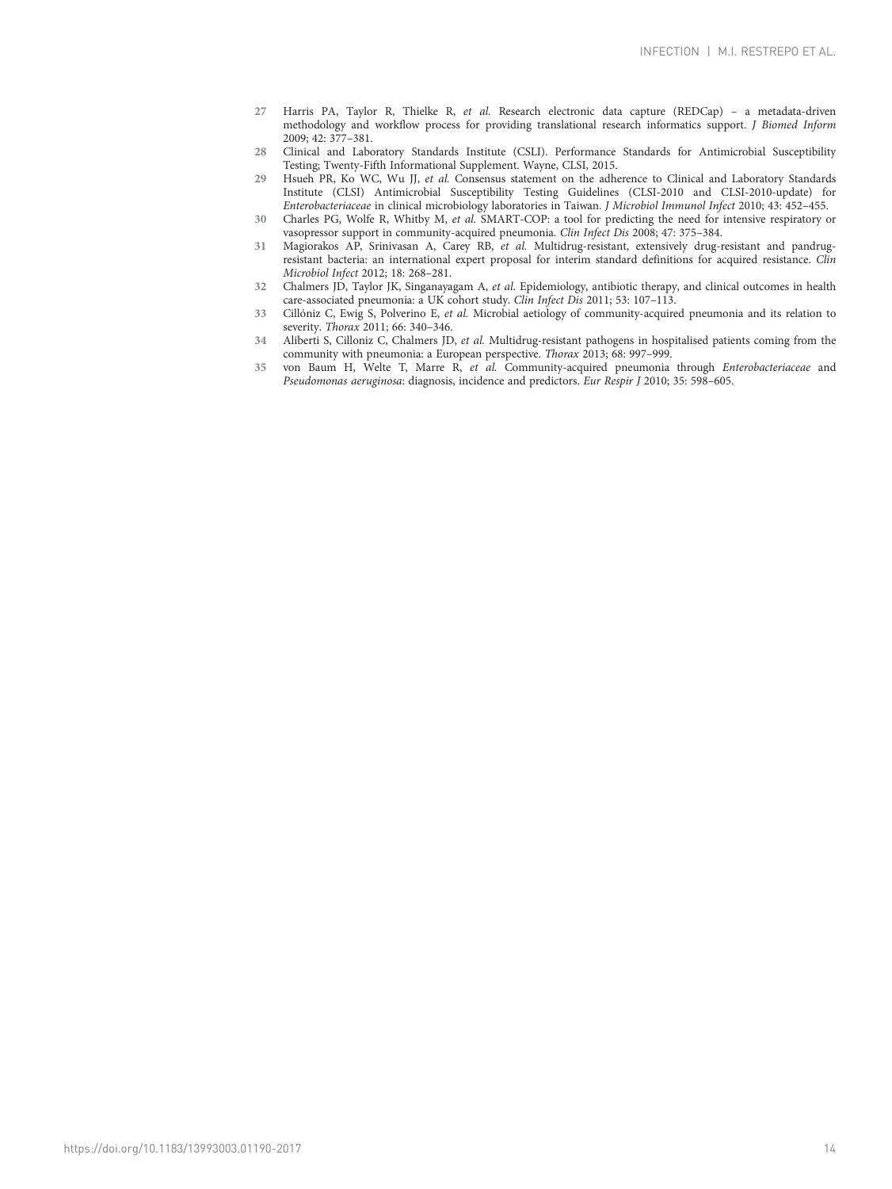27 Harris PA, Taylor R, Thielke R, *et al.* Research electronic data capture (REDCap) – a metadata-driven methodology and workflow process for providing translational research informatics support. *J Biomed Inform* 2009; 42: 377–381.

28 Clinical and Laboratory Standards Institute (CSLI). Performance Standards for Antimicrobial Susceptibility Testing; Twenty-Fifth Informational Supplement. Wayne, CLSI, 2015.

29 Hsueh PR, Ko WC, Wu JJ, *et al.* Consensus statement on the adherence to Clinical and Laboratory Standards Institute (CLSI) Antimicrobial Susceptibility Testing Guidelines (CLSI-2010 and CLSI-2010-update) for *Enterobacteriaceae* in clinical microbiology laboratories in Taiwan. *J Microbiol Immunol Infect* 2010; 43: 452–455.

30 Charles PG, Wolfe R, Whitby M, *et al.* SMART-COP: a tool for predicting the need for intensive respiratory or vasopressor support in community-acquired pneumonia. *Clin Infect Dis* 2008; 47: 375–384.

31 Magiorakos AP, Srinivasan A, Carey RB, *et al.* Multidrug-resistant, extensively drug-resistant and pandrug-resistant bacteria: an international expert proposal for interim standard definitions for acquired resistance. *Clin Microbiol Infect* 2012; 18: 268–281.

32 Chalmers JD, Taylor JK, Singanayagam A, *et al.* Epidemiology, antibiotic therapy, and clinical outcomes in health care-associated pneumonia: a UK cohort study. *Clin Infect Dis* 2011; 53: 107–113.

33 Cillóniz C, Ewig S, Polverino E, *et al.* Microbial aetiology of community-acquired pneumonia and its relation to severity. *Thorax* 2011; 66: 340–346.

34 Aliberti S, Cilloniz C, Chalmers JD, *et al.* Multidrug-resistant pathogens in hospitalised patients coming from the community with pneumonia: a European perspective. *Thorax* 2013; 68: 997–999.

35 von Baum H, Welte T, Marre R, *et al.* Community-acquired pneumonia through *Enterobacteriaceae* and *Pseudomonas aeruginosa*: diagnosis, incidence and predictors. *Eur Respir J* 2010; 35: 598–605.